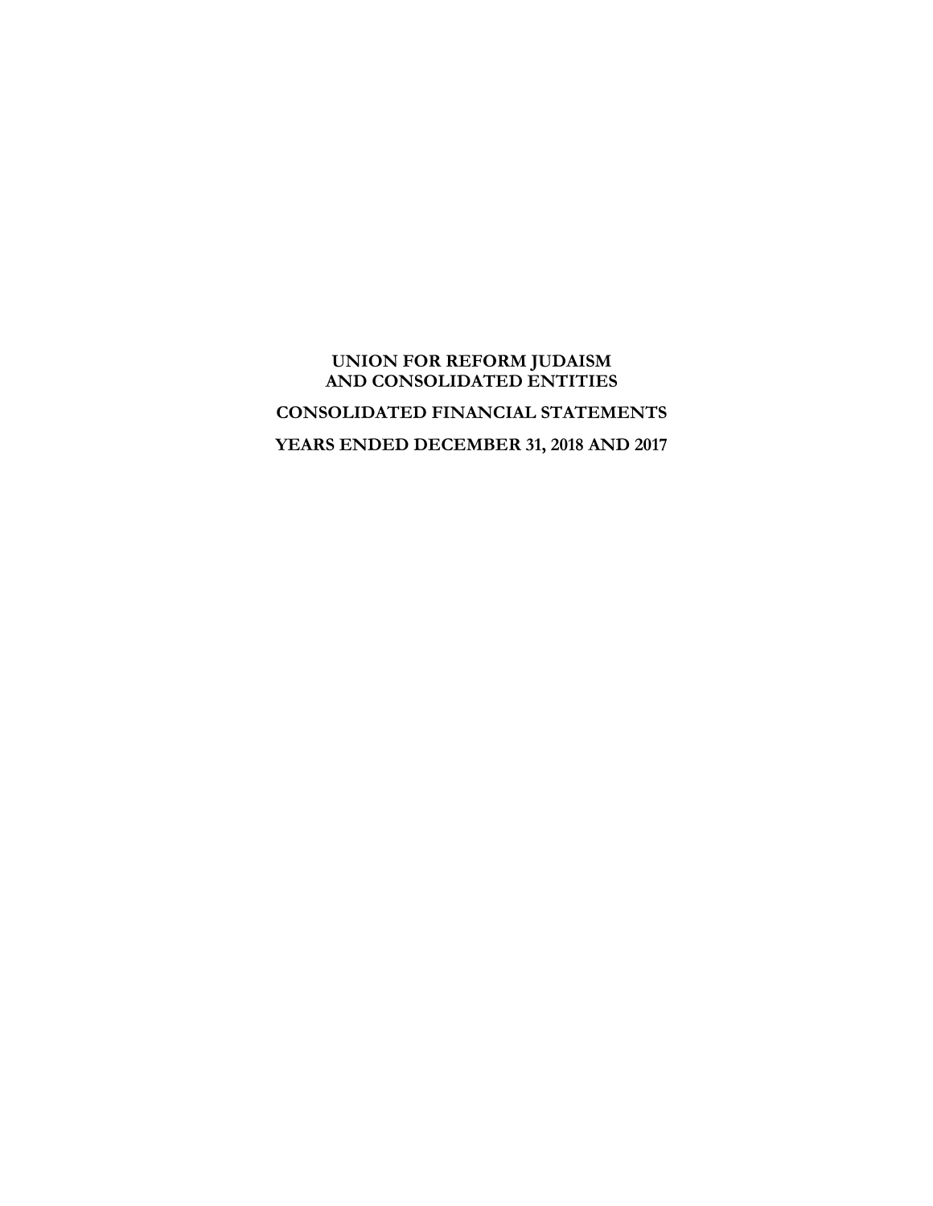# UNION FOR REFORM JUDAISM
# AND CONSOLIDATED ENTITIES

## CONSOLIDATED FINANCIAL STATEMENTS

## YEARS ENDED DECEMBER 31, 2018 AND 2017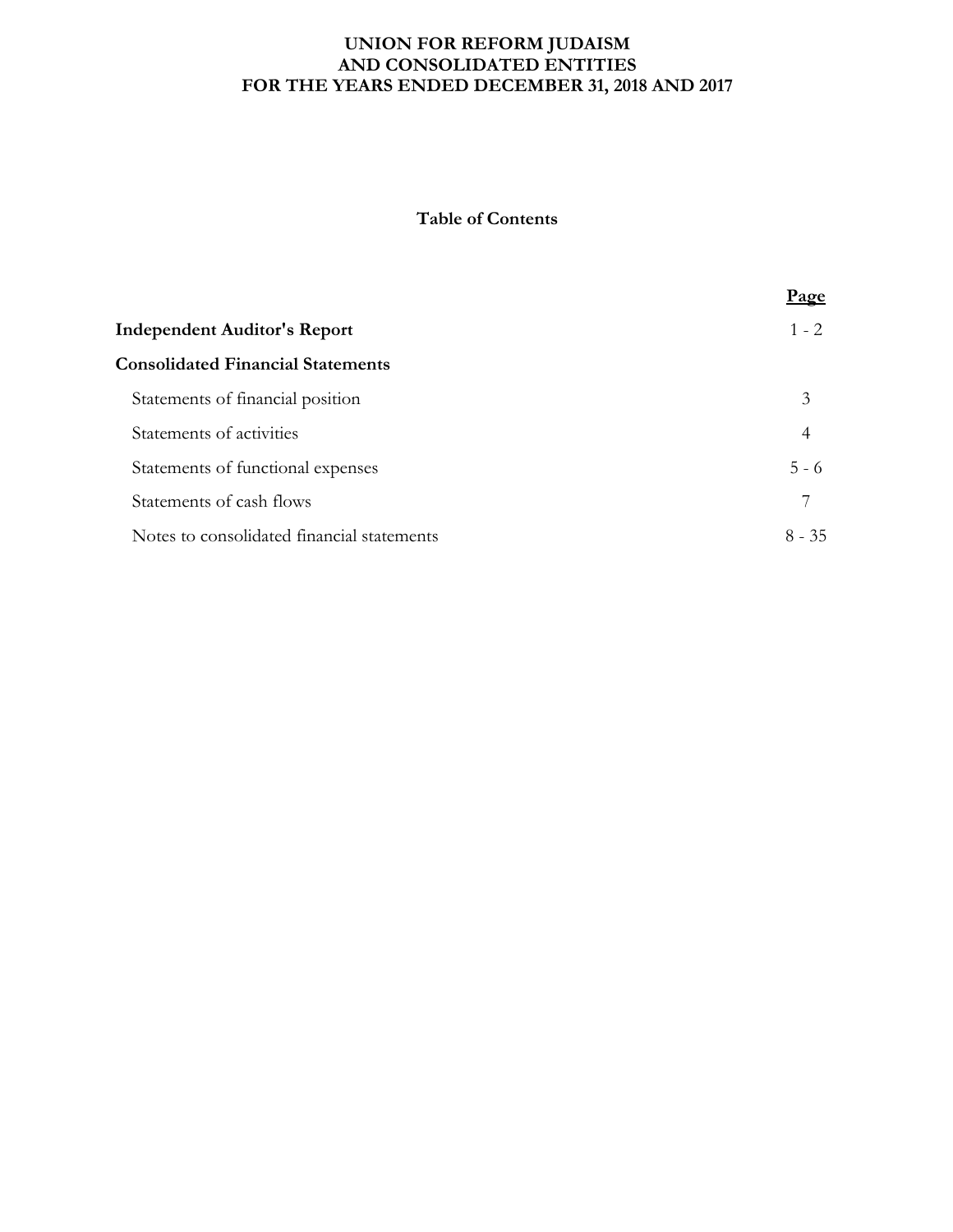# UNION FOR REFORM JUDAISM
# AND CONSOLIDATED ENTITIES
# FOR THE YEARS ENDED DECEMBER 31, 2018 AND 2017

## Table of Contents

| | Page |
|---|---|
| **Independent Auditor's Report** | 1 - 2 |
| **Consolidated Financial Statements** | |
| Statements of financial position | 3 |
| Statements of activities | 4 |
| Statements of functional expenses | 5 - 6 |
| Statements of cash flows | 7 |
| Notes to consolidated financial statements | 8 - 35 |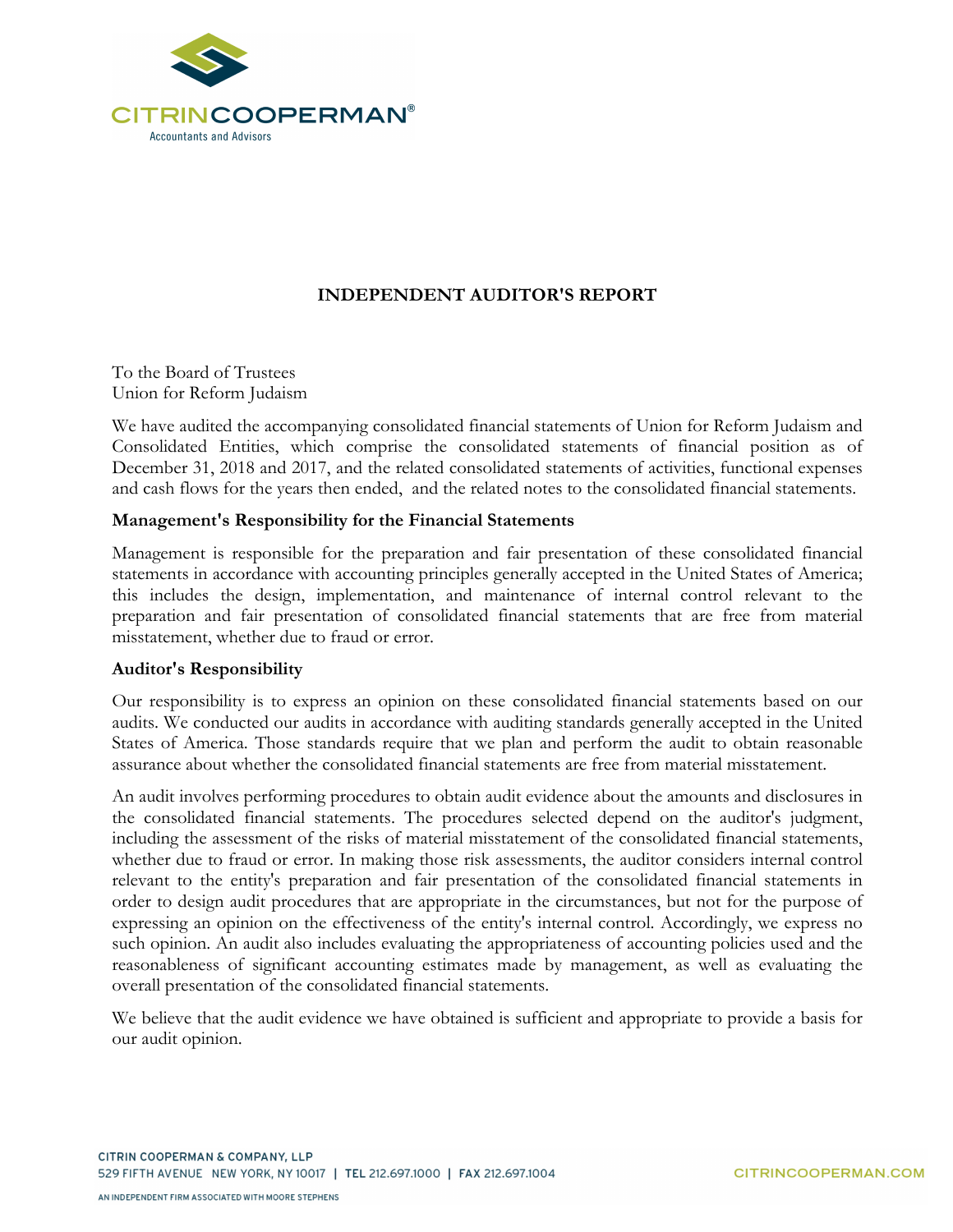CITRINCOOPERMAN®
Accountants and Advisors

# INDEPENDENT AUDITOR'S REPORT

To the Board of Trustees
Union for Reform Judaism

We have audited the accompanying consolidated financial statements of Union for Reform Judaism and Consolidated Entities, which comprise the consolidated statements of financial position as of December 31, 2018 and 2017, and the related consolidated statements of activities, functional expenses and cash flows for the years then ended, and the related notes to the consolidated financial statements.

**Management's Responsibility for the Financial Statements**

Management is responsible for the preparation and fair presentation of these consolidated financial statements in accordance with accounting principles generally accepted in the United States of America; this includes the design, implementation, and maintenance of internal control relevant to the preparation and fair presentation of consolidated financial statements that are free from material misstatement, whether due to fraud or error.

**Auditor's Responsibility**

Our responsibility is to express an opinion on these consolidated financial statements based on our audits. We conducted our audits in accordance with auditing standards generally accepted in the United States of America. Those standards require that we plan and perform the audit to obtain reasonable assurance about whether the consolidated financial statements are free from material misstatement.

An audit involves performing procedures to obtain audit evidence about the amounts and disclosures in the consolidated financial statements. The procedures selected depend on the auditor's judgment, including the assessment of the risks of material misstatement of the consolidated financial statements, whether due to fraud or error. In making those risk assessments, the auditor considers internal control relevant to the entity's preparation and fair presentation of the consolidated financial statements in order to design audit procedures that are appropriate in the circumstances, but not for the purpose of expressing an opinion on the effectiveness of the entity's internal control. Accordingly, we express no such opinion. An audit also includes evaluating the appropriateness of accounting policies used and the reasonableness of significant accounting estimates made by management, as well as evaluating the overall presentation of the consolidated financial statements.

We believe that the audit evidence we have obtained is sufficient and appropriate to provide a basis for our audit opinion.

CITRIN COOPERMAN & COMPANY, LLP
529 FIFTH AVENUE NEW YORK, NY 10017 | TEL 212.697.1000 | FAX 212.697.1004 CITRINCOOPERMAN.COM
AN INDEPENDENT FIRM ASSOCIATED WITH MOORE STEPHENS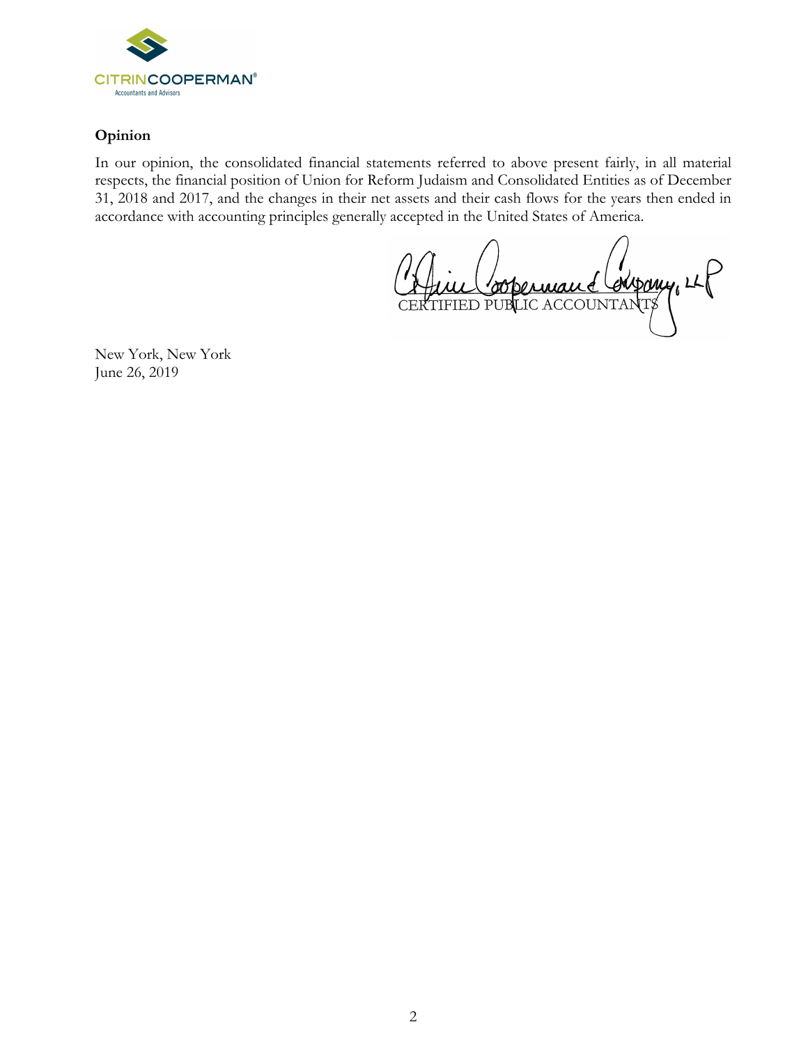CITRINCOOPERMAN®
Accountants and Advisors

## Opinion

In our opinion, the consolidated financial statements referred to above present fairly, in all material respects, the financial position of Union for Reform Judaism and Consolidated Entities as of December 31, 2018 and 2017, and the changes in their net assets and their cash flows for the years then ended in accordance with accounting principles generally accepted in the United States of America.

Citrin Cooperman & Company, LLP
CERTIFIED PUBLIC ACCOUNTANTS

New York, New York
June 26, 2019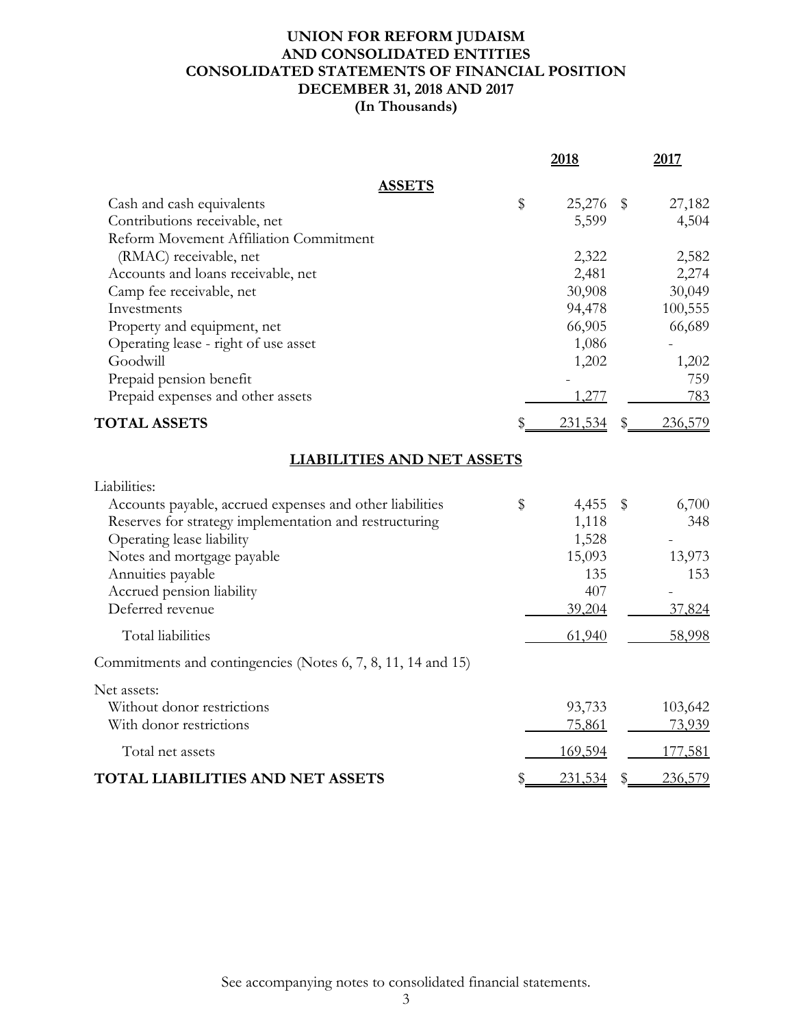# UNION FOR REFORM JUDAISM
# AND CONSOLIDATED ENTITIES
# CONSOLIDATED STATEMENTS OF FINANCIAL POSITION
# DECEMBER 31, 2018 AND 2017
# (In Thousands)

| | 2018 | 2017 |
|---|---|---|
| **ASSETS** | | |
| Cash and cash equivalents | $ 25,276 | $ 27,182 |
| Contributions receivable, net | 5,599 | 4,504 |
| Reform Movement Affiliation Commitment (RMAC) receivable, net | 2,322 | 2,582 |
| Accounts and loans receivable, net | 2,481 | 2,274 |
| Camp fee receivable, net | 30,908 | 30,049 |
| Investments | 94,478 | 100,555 |
| Property and equipment, net | 66,905 | 66,689 |
| Operating lease - right of use asset | 1,086 | - |
| Goodwill | 1,202 | 1,202 |
| Prepaid pension benefit | - | 759 |
| Prepaid expenses and other assets | 1,277 | 783 |
| **TOTAL ASSETS** | $ 231,534 | $ 236,579 |
| **LIABILITIES AND NET ASSETS** | | |
| Liabilities: | | |
| Accounts payable, accrued expenses and other liabilities | $ 4,455 | $ 6,700 |
| Reserves for strategy implementation and restructuring | 1,118 | 348 |
| Operating lease liability | 1,528 | - |
| Notes and mortgage payable | 15,093 | 13,973 |
| Annuities payable | 135 | 153 |
| Accrued pension liability | 407 | - |
| Deferred revenue | 39,204 | 37,824 |
| Total liabilities | 61,940 | 58,998 |
| Commitments and contingencies (Notes 6, 7, 8, 11, 14 and 15) | | |
| Net assets: | | |
| Without donor restrictions | 93,733 | 103,642 |
| With donor restrictions | 75,861 | 73,939 |
| Total net assets | 169,594 | 177,581 |
| **TOTAL LIABILITIES AND NET ASSETS** | $ 231,534 | $ 236,579 |

See accompanying notes to consolidated financial statements.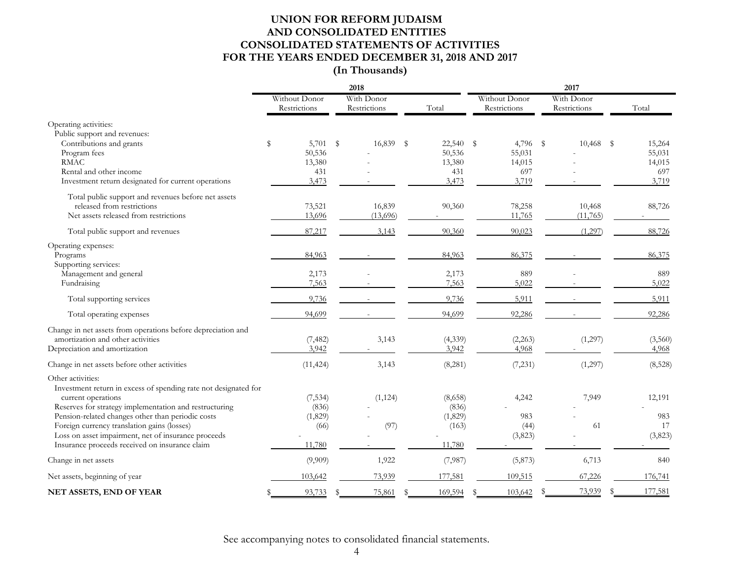# UNION FOR REFORM JUDAISM
# AND CONSOLIDATED ENTITIES
# CONSOLIDATED STATEMENTS OF ACTIVITIES
# FOR THE YEARS ENDED DECEMBER 31, 2018 AND 2017
## (In Thousands)

| | 2018 | | | 2017 | | |
|---|---|---|---|---|---|---|
| | Without Donor Restrictions | With Donor Restrictions | Total | Without Donor Restrictions | With Donor Restrictions | Total |
| Operating activities: | | | | | | |
| Public support and revenues: | | | | | | |
| Contributions and grants | $ 5,701 | $ 16,839 | $ 22,540 | $ 4,796 | $ 10,468 | $ 15,264 |
| Program fees | 50,536 | - | 50,536 | 55,031 | - | 55,031 |
| RMAC | 13,380 | - | 13,380 | 14,015 | - | 14,015 |
| Rental and other income | 431 | - | 431 | 697 | - | 697 |
| Investment return designated for current operations | 3,473 | - | 3,473 | 3,719 | - | 3,719 |
| Total public support and revenues before net assets released from restrictions | 73,521 | 16,839 | 90,360 | 78,258 | 10,468 | 88,726 |
| Net assets released from restrictions | 13,696 | (13,696) | - | 11,765 | (11,765) | - |
| Total public support and revenues | 87,217 | 3,143 | 90,360 | 90,023 | (1,297) | 88,726 |
| Operating expenses: | | | | | | |
| Programs | 84,963 | - | 84,963 | 86,375 | - | 86,375 |
| Supporting services: | | | | | | |
| Management and general | 2,173 | - | 2,173 | 889 | - | 889 |
| Fundraising | 7,563 | - | 7,563 | 5,022 | - | 5,022 |
| Total supporting services | 9,736 | - | 9,736 | 5,911 | - | 5,911 |
| Total operating expenses | 94,699 | - | 94,699 | 92,286 | - | 92,286 |
| Change in net assets from operations before depreciation and amortization and other activities | (7,482) | 3,143 | (4,339) | (2,263) | (1,297) | (3,560) |
| Depreciation and amortization | 3,942 | - | 3,942 | 4,968 | - | 4,968 |
| Change in net assets before other activities | (11,424) | 3,143 | (8,281) | (7,231) | (1,297) | (8,528) |
| Other activities: | | | | | | |
| Investment return in excess of spending rate not designated for current operations | (7,534) | (1,124) | (8,658) | 4,242 | 7,949 | 12,191 |
| Reserves for strategy implementation and restructuring | (836) | - | (836) | - | - | - |
| Pension-related changes other than periodic costs | (1,829) | - | (1,829) | 983 | - | 983 |
| Foreign currency translation gains (losses) | (66) | (97) | (163) | (44) | 61 | 17 |
| Loss on asset impairment, net of insurance proceeds | - | - | - | (3,823) | - | (3,823) |
| Insurance proceeds received on insurance claim | 11,780 | - | 11,780 | - | - | - |
| Change in net assets | (9,909) | 1,922 | (7,987) | (5,873) | 6,713 | 840 |
| Net assets, beginning of year | 103,642 | 73,939 | 177,581 | 109,515 | 67,226 | 176,741 |
| **NET ASSETS, END OF YEAR** | $ 93,733 | $ 75,861 | $ 169,594 | $ 103,642 | $ 73,939 | $ 177,581 |

See accompanying notes to consolidated financial statements.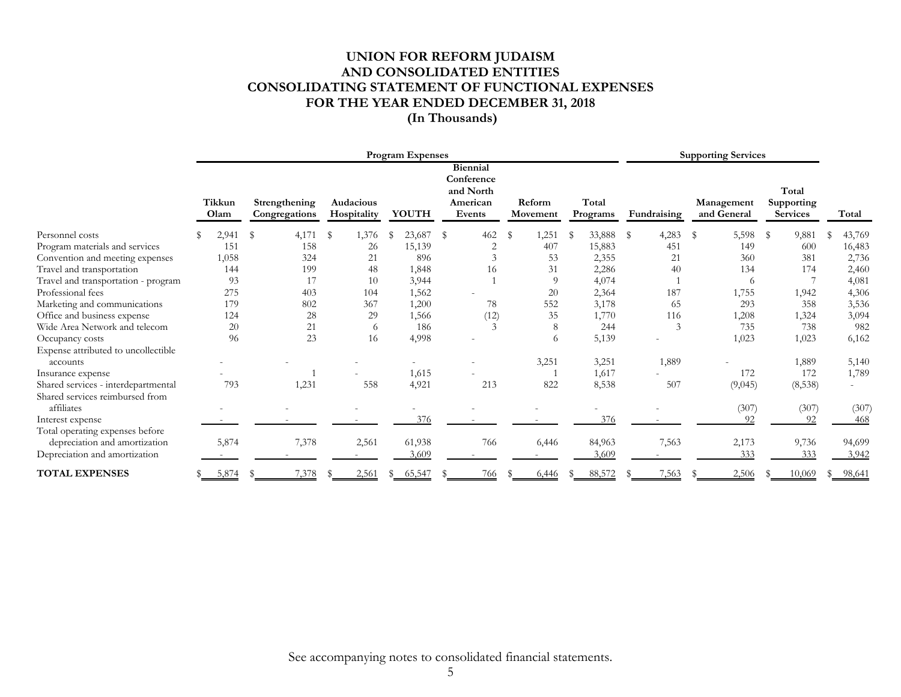# UNION FOR REFORM JUDAISM
# AND CONSOLIDATED ENTITIES
# CONSOLIDATING STATEMENT OF FUNCTIONAL EXPENSES
# FOR THE YEAR ENDED DECEMBER 31, 2018
# (In Thousands)

| | Program Expenses | | | | | | | Supporting Services | | | |
|---|---|---|---|---|---|---|---|---|---|---|---|
| | Tikkun Olam | Strengthening Congregations | Audacious Hospitality | YOUTH | Biennial Conference and North American Events | Reform Movement | Total Programs | Fundraising | Management and General | Total Supporting Services | Total |
| Personnel costs | $ 2,941 | $ 4,171 | $ 1,376 | $ 23,687 | $ 462 | $ 1,251 | $ 33,888 | $ 4,283 | $ 5,598 | $ 9,881 | $ 43,769 |
| Program materials and services | 151 | 158 | 26 | 15,139 | 2 | 407 | 15,883 | 451 | 149 | 600 | 16,483 |
| Convention and meeting expenses | 1,058 | 324 | 21 | 896 | 3 | 53 | 2,355 | 21 | 360 | 381 | 2,736 |
| Travel and transportation | 144 | 199 | 48 | 1,848 | 16 | 31 | 2,286 | 40 | 134 | 174 | 2,460 |
| Travel and transportation - program | 93 | 17 | 10 | 3,944 | 1 | 9 | 4,074 | 1 | 6 | 7 | 4,081 |
| Professional fees | 275 | 403 | 104 | 1,562 | - | 20 | 2,364 | 187 | 1,755 | 1,942 | 4,306 |
| Marketing and communications | 179 | 802 | 367 | 1,200 | 78 | 552 | 3,178 | 65 | 293 | 358 | 3,536 |
| Office and business expense | 124 | 28 | 29 | 1,566 | (12) | 35 | 1,770 | 116 | 1,208 | 1,324 | 3,094 |
| Wide Area Network and telecom | 20 | 21 | 6 | 186 | 3 | 8 | 244 | 3 | 735 | 738 | 982 |
| Occupancy costs | 96 | 23 | 16 | 4,998 | - | 6 | 5,139 | - | 1,023 | 1,023 | 6,162 |
| Expense attributed to uncollectible accounts | - | - | - | - | - | 3,251 | 3,251 | 1,889 | - | 1,889 | 5,140 |
| Insurance expense | - | 1 | - | 1,615 | - | 1 | 1,617 | - | 172 | 172 | 1,789 |
| Shared services - interdepartmental | 793 | 1,231 | 558 | 4,921 | 213 | 822 | 8,538 | 507 | (9,045) | (8,538) | - |
| Shared services reimbursed from affiliates | - | - | - | - | - | - | - | - | (307) | (307) | (307) |
| Interest expense | - | - | - | 376 | - | - | 376 | - | 92 | 92 | 468 |
| Total operating expenses before depreciation and amortization | 5,874 | 7,378 | 2,561 | 61,938 | 766 | 6,446 | 84,963 | 7,563 | 2,173 | 9,736 | 94,699 |
| Depreciation and amortization | - | - | - | 3,609 | - | - | 3,609 | - | 333 | 333 | 3,942 |
| **TOTAL EXPENSES** | $ 5,874 | $ 7,378 | $ 2,561 | $ 65,547 | $ 766 | $ 6,446 | $ 88,572 | $ 7,563 | $ 2,506 | $ 10,069 | $ 98,641 |

See accompanying notes to consolidated financial statements.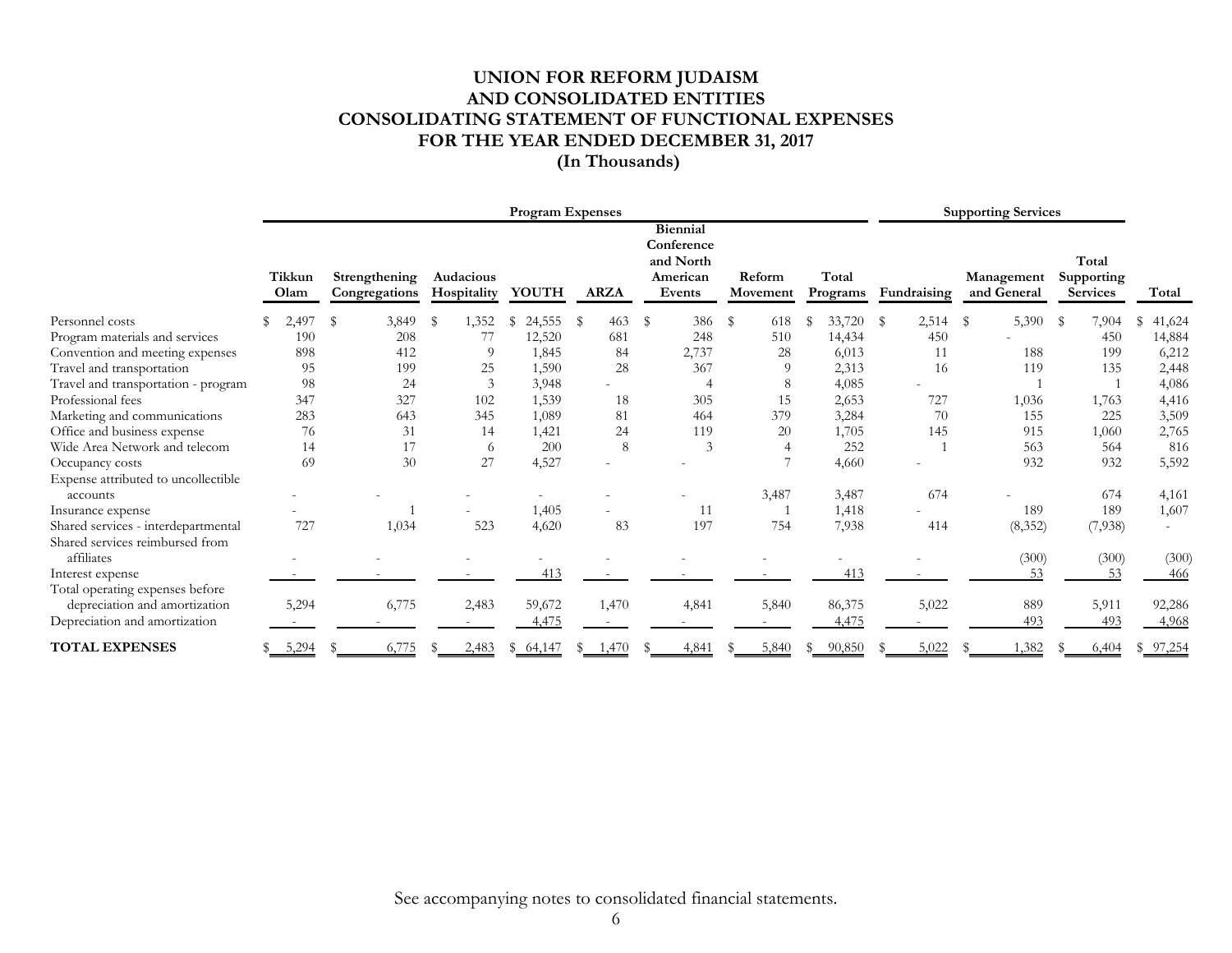# UNION FOR REFORM JUDAISM AND CONSOLIDATED ENTITIES
## CONSOLIDATING STATEMENT OF FUNCTIONAL EXPENSES
## FOR THE YEAR ENDED DECEMBER 31, 2017
## (In Thousands)

| | Program Expenses | | | | | | | | Supporting Services | | | |
|---|---|---|---|---|---|---|---|---|---|---|---|---|
| | Tikkun Olam | Strengthening Congregations | Audacious Hospitality | YOUTH | ARZA | Biennial Conference and North American Events | Reform Movement | Total Programs | Fundraising | Management and General | Total Supporting Services | Total |
| Personnel costs | $ 2,497 | $ 3,849 | $ 1,352 | $ 24,555 | $ 463 | $ 386 | $ 618 | $ 33,720 | $ 2,514 | $ 5,390 | $ 7,904 | $ 41,624 |
| Program materials and services | 190 | 208 | 77 | 12,520 | 681 | 248 | 510 | 14,434 | 450 | - | 450 | 14,884 |
| Convention and meeting expenses | 898 | 412 | 9 | 1,845 | 84 | 2,737 | 28 | 6,013 | 11 | 188 | 199 | 6,212 |
| Travel and transportation | 95 | 199 | 25 | 1,590 | 28 | 367 | 9 | 2,313 | 16 | 119 | 135 | 2,448 |
| Travel and transportation - program | 98 | 24 | 3 | 3,948 | - | 4 | 8 | 4,085 | - | 1 | 1 | 4,086 |
| Professional fees | 347 | 327 | 102 | 1,539 | 18 | 305 | 15 | 2,653 | 727 | 1,036 | 1,763 | 4,416 |
| Marketing and communications | 283 | 643 | 345 | 1,089 | 81 | 464 | 379 | 3,284 | 70 | 155 | 225 | 3,509 |
| Office and business expense | 76 | 31 | 14 | 1,421 | 24 | 119 | 20 | 1,705 | 145 | 915 | 1,060 | 2,765 |
| Wide Area Network and telecom | 14 | 17 | 6 | 200 | 8 | 3 | 4 | 252 | 1 | 563 | 564 | 816 |
| Occupancy costs | 69 | 30 | 27 | 4,527 | - | - | 7 | 4,660 | - | 932 | 932 | 5,592 |
| Expense attributed to uncollectible accounts | - | - | - | - | - | - | 3,487 | 3,487 | 674 | - | 674 | 4,161 |
| Insurance expense | - | 1 | - | 1,405 | - | 11 | 1 | 1,418 | - | 189 | 189 | 1,607 |
| Shared services - interdepartmental | 727 | 1,034 | 523 | 4,620 | 83 | 197 | 754 | 7,938 | 414 | (8,352) | (7,938) | - |
| Shared services reimbursed from affiliates | - | - | - | - | - | - | - | - | - | (300) | (300) | (300) |
| Interest expense | - | - | - | 413 | - | - | - | 413 | - | 53 | 53 | 466 |
| Total operating expenses before depreciation and amortization | 5,294 | 6,775 | 2,483 | 59,672 | 1,470 | 4,841 | 5,840 | 86,375 | 5,022 | 889 | 5,911 | 92,286 |
| Depreciation and amortization | - | - | - | 4,475 | - | - | - | 4,475 | - | 493 | 493 | 4,968 |
| **TOTAL EXPENSES** | $ 5,294 | $ 6,775 | $ 2,483 | $ 64,147 | $ 1,470 | $ 4,841 | $ 5,840 | $ 90,850 | $ 5,022 | $ 1,382 | $ 6,404 | $ 97,254 |

See accompanying notes to consolidated financial statements.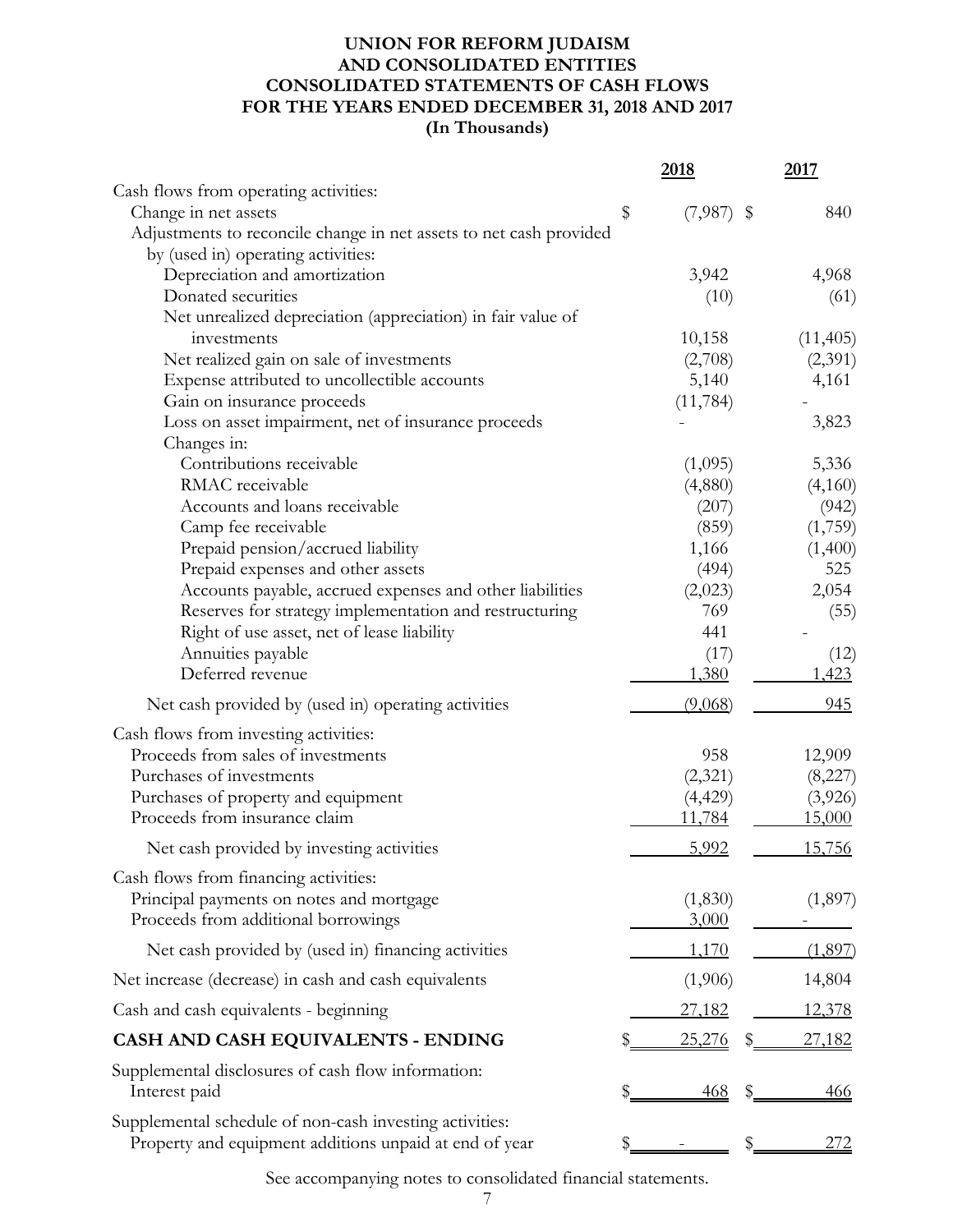# UNION FOR REFORM JUDAISM
# AND CONSOLIDATED ENTITIES
# CONSOLIDATED STATEMENTS OF CASH FLOWS
# FOR THE YEARS ENDED DECEMBER 31, 2018 AND 2017
# (In Thousands)

| | 2018 | 2017 |
|---|---|---|
| Cash flows from operating activities: | | |
| Change in net assets | $ (7,987) | $ 840 |
| Adjustments to reconcile change in net assets to net cash provided by (used in) operating activities: | | |
| Depreciation and amortization | 3,942 | 4,968 |
| Donated securities | (10) | (61) |
| Net unrealized depreciation (appreciation) in fair value of investments | 10,158 | (11,405) |
| Net realized gain on sale of investments | (2,708) | (2,391) |
| Expense attributed to uncollectible accounts | 5,140 | 4,161 |
| Gain on insurance proceeds | (11,784) | - |
| Loss on asset impairment, net of insurance proceeds | - | 3,823 |
| Changes in: | | |
| Contributions receivable | (1,095) | 5,336 |
| RMAC receivable | (4,880) | (4,160) |
| Accounts and loans receivable | (207) | (942) |
| Camp fee receivable | (859) | (1,759) |
| Prepaid pension/accrued liability | 1,166 | (1,400) |
| Prepaid expenses and other assets | (494) | 525 |
| Accounts payable, accrued expenses and other liabilities | (2,023) | 2,054 |
| Reserves for strategy implementation and restructuring | 769 | (55) |
| Right of use asset, net of lease liability | 441 | - |
| Annuities payable | (17) | (12) |
| Deferred revenue | 1,380 | 1,423 |
| Net cash provided by (used in) operating activities | (9,068) | 945 |
| Cash flows from investing activities: | | |
| Proceeds from sales of investments | 958 | 12,909 |
| Purchases of investments | (2,321) | (8,227) |
| Purchases of property and equipment | (4,429) | (3,926) |
| Proceeds from insurance claim | 11,784 | 15,000 |
| Net cash provided by investing activities | 5,992 | 15,756 |
| Cash flows from financing activities: | | |
| Principal payments on notes and mortgage | (1,830) | (1,897) |
| Proceeds from additional borrowings | 3,000 | - |
| Net cash provided by (used in) financing activities | 1,170 | (1,897) |
| Net increase (decrease) in cash and cash equivalents | (1,906) | 14,804 |
| Cash and cash equivalents - beginning | 27,182 | 12,378 |
| **CASH AND CASH EQUIVALENTS - ENDING** | $ 25,276 | $ 27,182 |
| Supplemental disclosures of cash flow information: | | |
| Interest paid | $ 468 | $ 466 |
| Supplemental schedule of non-cash investing activities: | | |
| Property and equipment additions unpaid at end of year | $ - | $ 272 |

See accompanying notes to consolidated financial statements.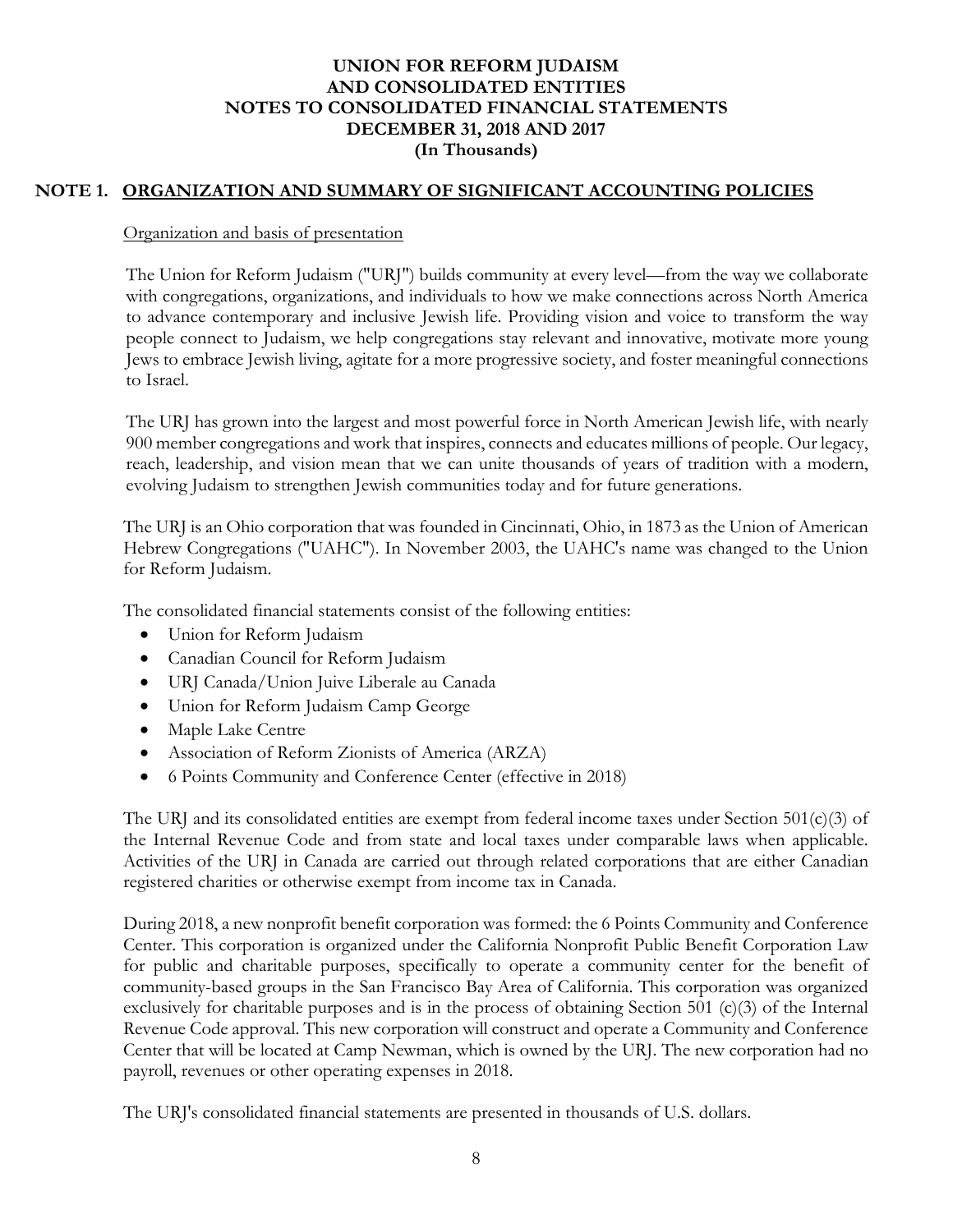# UNION FOR REFORM JUDAISM AND CONSOLIDATED ENTITIES NOTES TO CONSOLIDATED FINANCIAL STATEMENTS DECEMBER 31, 2018 AND 2017 (In Thousands)

## NOTE 1. ORGANIZATION AND SUMMARY OF SIGNIFICANT ACCOUNTING POLICIES

### Organization and basis of presentation

The Union for Reform Judaism ("URJ") builds community at every level—from the way we collaborate with congregations, organizations, and individuals to how we make connections across North America to advance contemporary and inclusive Jewish life. Providing vision and voice to transform the way people connect to Judaism, we help congregations stay relevant and innovative, motivate more young Jews to embrace Jewish living, agitate for a more progressive society, and foster meaningful connections to Israel.

The URJ has grown into the largest and most powerful force in North American Jewish life, with nearly 900 member congregations and work that inspires, connects and educates millions of people. Our legacy, reach, leadership, and vision mean that we can unite thousands of years of tradition with a modern, evolving Judaism to strengthen Jewish communities today and for future generations.

The URJ is an Ohio corporation that was founded in Cincinnati, Ohio, in 1873 as the Union of American Hebrew Congregations ("UAHC"). In November 2003, the UAHC's name was changed to the Union for Reform Judaism.

The consolidated financial statements consist of the following entities:

- Union for Reform Judaism
- Canadian Council for Reform Judaism
- URJ Canada/Union Juive Liberale au Canada
- Union for Reform Judaism Camp George
- Maple Lake Centre
- Association of Reform Zionists of America (ARZA)
- 6 Points Community and Conference Center (effective in 2018)

The URJ and its consolidated entities are exempt from federal income taxes under Section 501(c)(3) of the Internal Revenue Code and from state and local taxes under comparable laws when applicable. Activities of the URJ in Canada are carried out through related corporations that are either Canadian registered charities or otherwise exempt from income tax in Canada.

During 2018, a new nonprofit benefit corporation was formed: the 6 Points Community and Conference Center. This corporation is organized under the California Nonprofit Public Benefit Corporation Law for public and charitable purposes, specifically to operate a community center for the benefit of community-based groups in the San Francisco Bay Area of California. This corporation was organized exclusively for charitable purposes and is in the process of obtaining Section 501 (c)(3) of the Internal Revenue Code approval. This new corporation will construct and operate a Community and Conference Center that will be located at Camp Newman, which is owned by the URJ. The new corporation had no payroll, revenues or other operating expenses in 2018.

The URJ's consolidated financial statements are presented in thousands of U.S. dollars.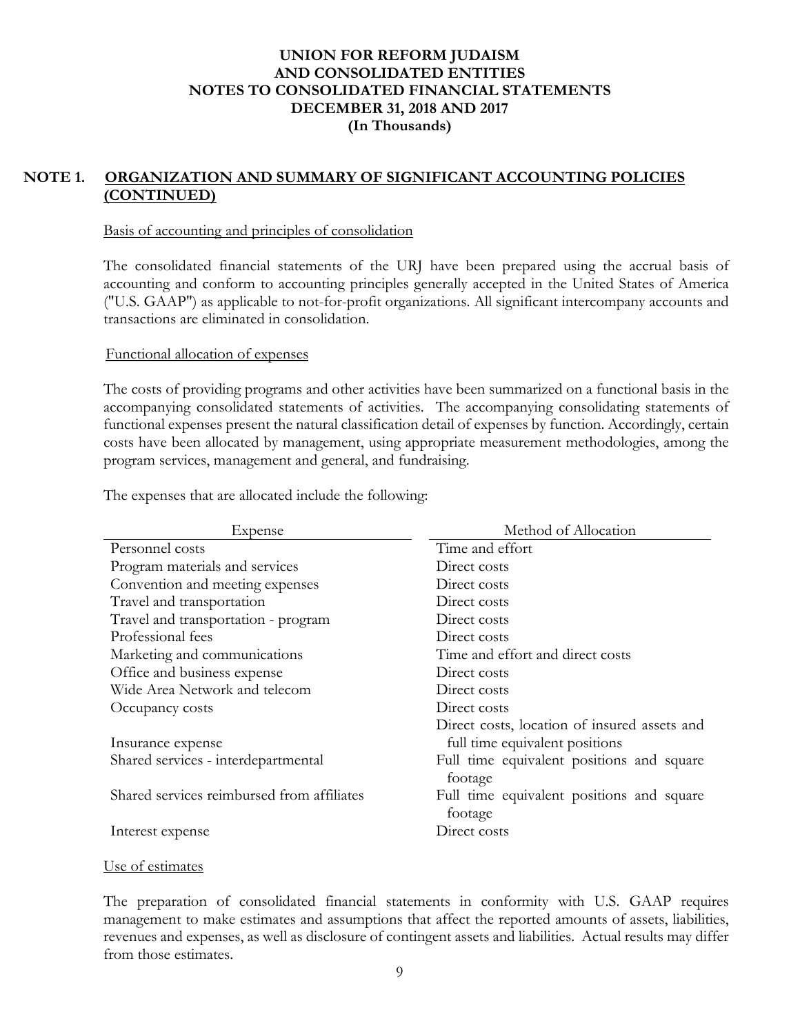# UNION FOR REFORM JUDAISM
# AND CONSOLIDATED ENTITIES
# NOTES TO CONSOLIDATED FINANCIAL STATEMENTS
# DECEMBER 31, 2018 AND 2017
# (In Thousands)

## NOTE 1. ORGANIZATION AND SUMMARY OF SIGNIFICANT ACCOUNTING POLICIES (CONTINUED)

### Basis of accounting and principles of consolidation

The consolidated financial statements of the URJ have been prepared using the accrual basis of accounting and conform to accounting principles generally accepted in the United States of America ("U.S. GAAP") as applicable to not-for-profit organizations. All significant intercompany accounts and transactions are eliminated in consolidation.

### Functional allocation of expenses

The costs of providing programs and other activities have been summarized on a functional basis in the accompanying consolidated statements of activities. The accompanying consolidating statements of functional expenses present the natural classification detail of expenses by function. Accordingly, certain costs have been allocated by management, using appropriate measurement methodologies, among the program services, management and general, and fundraising.

The expenses that are allocated include the following:

| Expense | Method of Allocation |
|---|---|
| Personnel costs | Time and effort |
| Program materials and services | Direct costs |
| Convention and meeting expenses | Direct costs |
| Travel and transportation | Direct costs |
| Travel and transportation - program | Direct costs |
| Professional fees | Direct costs |
| Marketing and communications | Time and effort and direct costs |
| Office and business expense | Direct costs |
| Wide Area Network and telecom | Direct costs |
| Occupancy costs | Direct costs |
| Insurance expense | Direct costs, location of insured assets and full time equivalent positions |
| Shared services - interdepartmental | Full time equivalent positions and square footage |
| Shared services reimbursed from affiliates | Full time equivalent positions and square footage |
| Interest expense | Direct costs |

### Use of estimates

The preparation of consolidated financial statements in conformity with U.S. GAAP requires management to make estimates and assumptions that affect the reported amounts of assets, liabilities, revenues and expenses, as well as disclosure of contingent assets and liabilities. Actual results may differ from those estimates.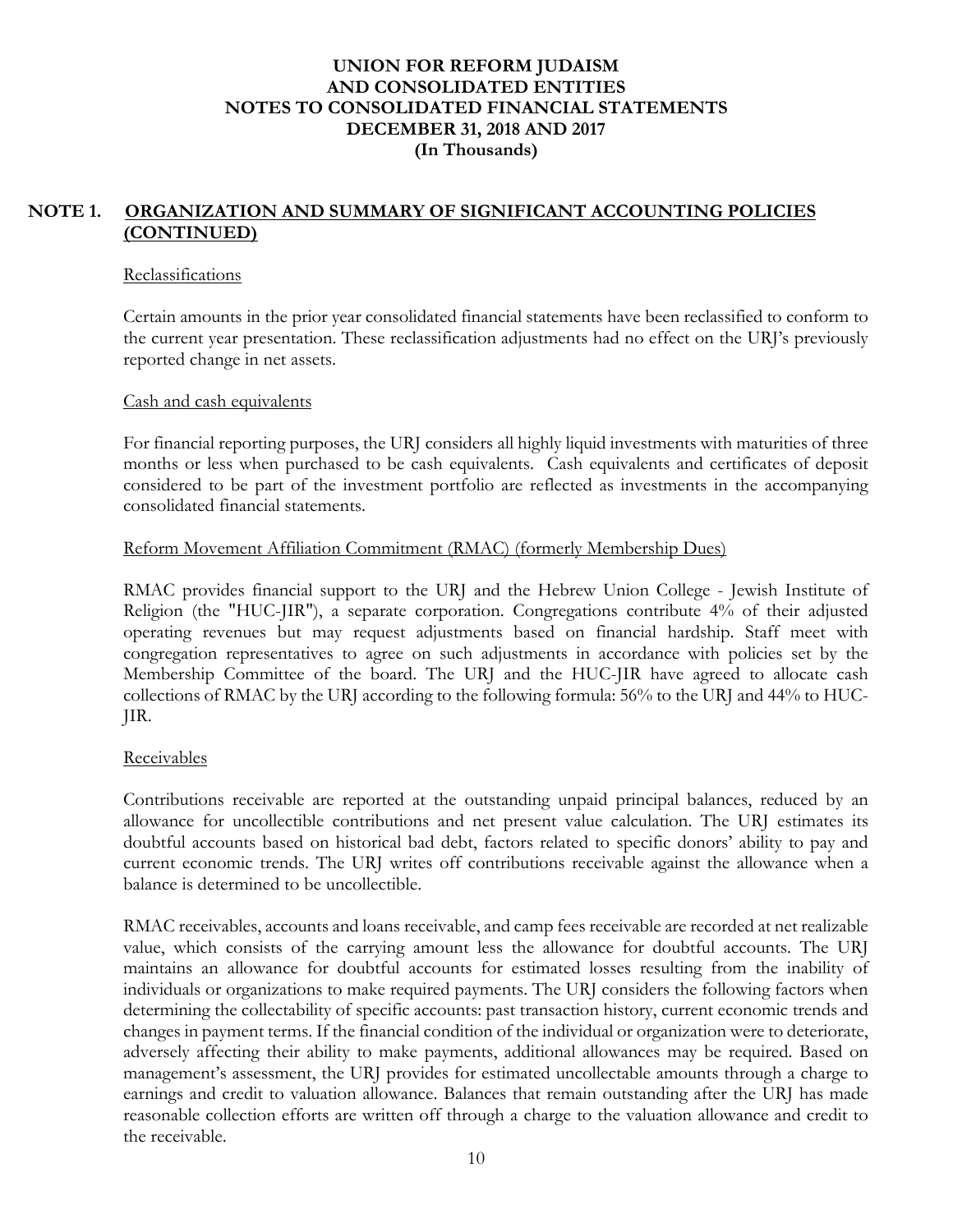# UNION FOR REFORM JUDAISM
# AND CONSOLIDATED ENTITIES
# NOTES TO CONSOLIDATED FINANCIAL STATEMENTS
# DECEMBER 31, 2018 AND 2017
# (In Thousands)

## NOTE 1. ORGANIZATION AND SUMMARY OF SIGNIFICANT ACCOUNTING POLICIES (CONTINUED)

### Reclassifications

Certain amounts in the prior year consolidated financial statements have been reclassified to conform to the current year presentation. These reclassification adjustments had no effect on the URJ's previously reported change in net assets.

### Cash and cash equivalents

For financial reporting purposes, the URJ considers all highly liquid investments with maturities of three months or less when purchased to be cash equivalents. Cash equivalents and certificates of deposit considered to be part of the investment portfolio are reflected as investments in the accompanying consolidated financial statements.

### Reform Movement Affiliation Commitment (RMAC) (formerly Membership Dues)

RMAC provides financial support to the URJ and the Hebrew Union College - Jewish Institute of Religion (the "HUC-JIR"), a separate corporation. Congregations contribute 4% of their adjusted operating revenues but may request adjustments based on financial hardship. Staff meet with congregation representatives to agree on such adjustments in accordance with policies set by the Membership Committee of the board. The URJ and the HUC-JIR have agreed to allocate cash collections of RMAC by the URJ according to the following formula: 56% to the URJ and 44% to HUC-JIR.

### Receivables

Contributions receivable are reported at the outstanding unpaid principal balances, reduced by an allowance for uncollectible contributions and net present value calculation. The URJ estimates its doubtful accounts based on historical bad debt, factors related to specific donors' ability to pay and current economic trends. The URJ writes off contributions receivable against the allowance when a balance is determined to be uncollectible.

RMAC receivables, accounts and loans receivable, and camp fees receivable are recorded at net realizable value, which consists of the carrying amount less the allowance for doubtful accounts. The URJ maintains an allowance for doubtful accounts for estimated losses resulting from the inability of individuals or organizations to make required payments. The URJ considers the following factors when determining the collectability of specific accounts: past transaction history, current economic trends and changes in payment terms. If the financial condition of the individual or organization were to deteriorate, adversely affecting their ability to make payments, additional allowances may be required. Based on management's assessment, the URJ provides for estimated uncollectable amounts through a charge to earnings and credit to valuation allowance. Balances that remain outstanding after the URJ has made reasonable collection efforts are written off through a charge to the valuation allowance and credit to the receivable.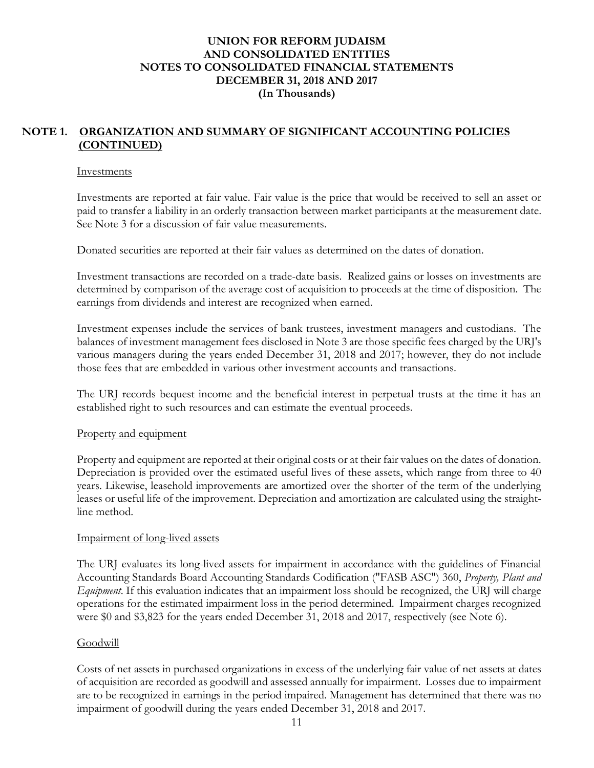# UNION FOR REFORM JUDAISM AND CONSOLIDATED ENTITIES NOTES TO CONSOLIDATED FINANCIAL STATEMENTS DECEMBER 31, 2018 AND 2017 (In Thousands)

## NOTE 1. ORGANIZATION AND SUMMARY OF SIGNIFICANT ACCOUNTING POLICIES (CONTINUED)

### Investments

Investments are reported at fair value. Fair value is the price that would be received to sell an asset or paid to transfer a liability in an orderly transaction between market participants at the measurement date. See Note 3 for a discussion of fair value measurements.

Donated securities are reported at their fair values as determined on the dates of donation.

Investment transactions are recorded on a trade-date basis. Realized gains or losses on investments are determined by comparison of the average cost of acquisition to proceeds at the time of disposition. The earnings from dividends and interest are recognized when earned.

Investment expenses include the services of bank trustees, investment managers and custodians. The balances of investment management fees disclosed in Note 3 are those specific fees charged by the URJ's various managers during the years ended December 31, 2018 and 2017; however, they do not include those fees that are embedded in various other investment accounts and transactions.

The URJ records bequest income and the beneficial interest in perpetual trusts at the time it has an established right to such resources and can estimate the eventual proceeds.

### Property and equipment

Property and equipment are reported at their original costs or at their fair values on the dates of donation. Depreciation is provided over the estimated useful lives of these assets, which range from three to 40 years. Likewise, leasehold improvements are amortized over the shorter of the term of the underlying leases or useful life of the improvement. Depreciation and amortization are calculated using the straight-line method.

### Impairment of long-lived assets

The URJ evaluates its long-lived assets for impairment in accordance with the guidelines of Financial Accounting Standards Board Accounting Standards Codification ("FASB ASC") 360, *Property, Plant and Equipment*. If this evaluation indicates that an impairment loss should be recognized, the URJ will charge operations for the estimated impairment loss in the period determined. Impairment charges recognized were $0 and $3,823 for the years ended December 31, 2018 and 2017, respectively (see Note 6).

### Goodwill

Costs of net assets in purchased organizations in excess of the underlying fair value of net assets at dates of acquisition are recorded as goodwill and assessed annually for impairment. Losses due to impairment are to be recognized in earnings in the period impaired. Management has determined that there was no impairment of goodwill during the years ended December 31, 2018 and 2017.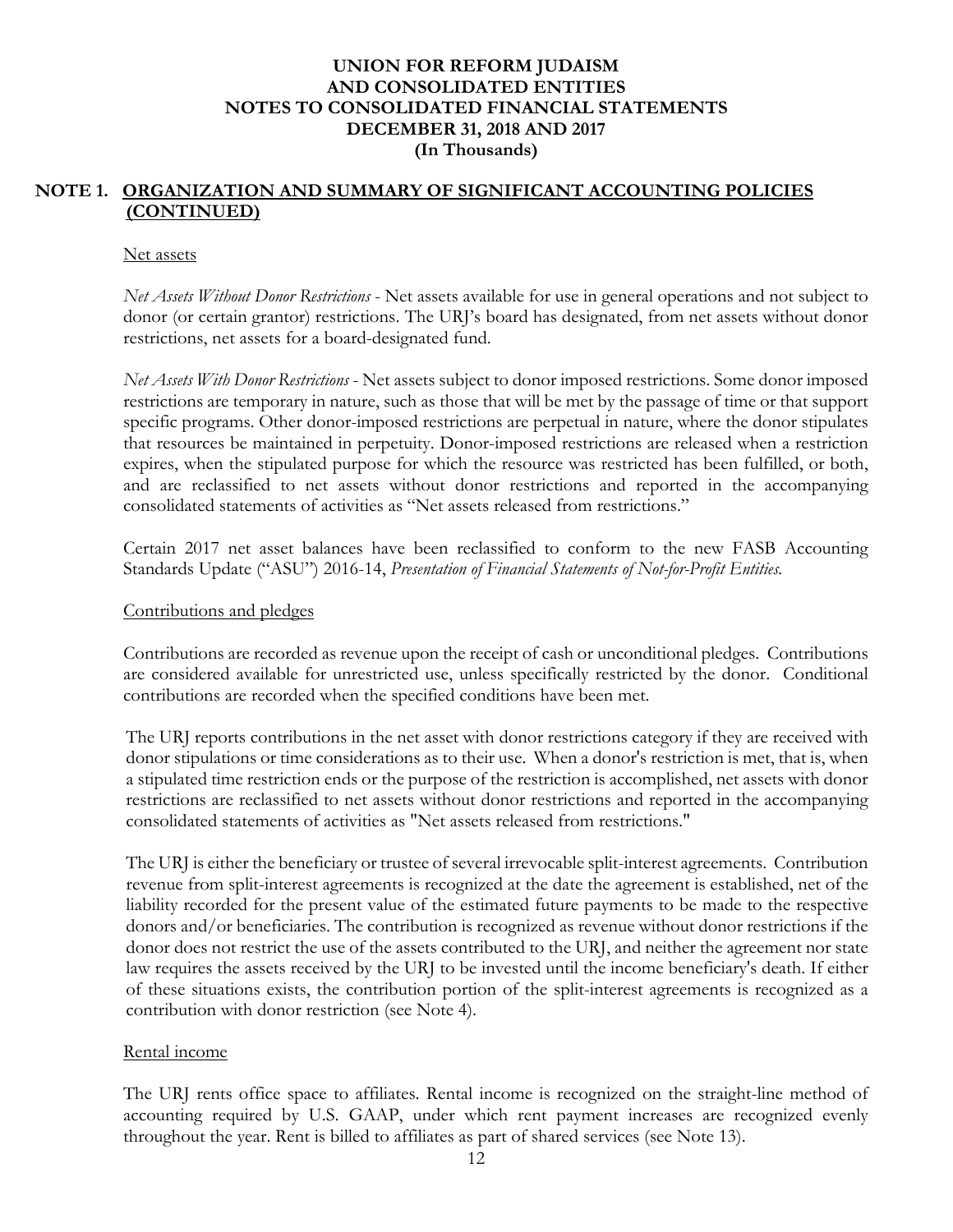# UNION FOR REFORM JUDAISM AND CONSOLIDATED ENTITIES NOTES TO CONSOLIDATED FINANCIAL STATEMENTS DECEMBER 31, 2018 AND 2017 (In Thousands)

## NOTE 1. ORGANIZATION AND SUMMARY OF SIGNIFICANT ACCOUNTING POLICIES (CONTINUED)

### Net assets

*Net Assets Without Donor Restrictions* - Net assets available for use in general operations and not subject to donor (or certain grantor) restrictions. The URJ's board has designated, from net assets without donor restrictions, net assets for a board-designated fund.

*Net Assets With Donor Restrictions* - Net assets subject to donor imposed restrictions. Some donor imposed restrictions are temporary in nature, such as those that will be met by the passage of time or that support specific programs. Other donor-imposed restrictions are perpetual in nature, where the donor stipulates that resources be maintained in perpetuity. Donor-imposed restrictions are released when a restriction expires, when the stipulated purpose for which the resource was restricted has been fulfilled, or both, and are reclassified to net assets without donor restrictions and reported in the accompanying consolidated statements of activities as "Net assets released from restrictions."

Certain 2017 net asset balances have been reclassified to conform to the new FASB Accounting Standards Update ("ASU") 2016-14, *Presentation of Financial Statements of Not-for-Profit Entities.*

### Contributions and pledges

Contributions are recorded as revenue upon the receipt of cash or unconditional pledges. Contributions are considered available for unrestricted use, unless specifically restricted by the donor. Conditional contributions are recorded when the specified conditions have been met.

The URJ reports contributions in the net asset with donor restrictions category if they are received with donor stipulations or time considerations as to their use. When a donor's restriction is met, that is, when a stipulated time restriction ends or the purpose of the restriction is accomplished, net assets with donor restrictions are reclassified to net assets without donor restrictions and reported in the accompanying consolidated statements of activities as "Net assets released from restrictions."

The URJ is either the beneficiary or trustee of several irrevocable split-interest agreements. Contribution revenue from split-interest agreements is recognized at the date the agreement is established, net of the liability recorded for the present value of the estimated future payments to be made to the respective donors and/or beneficiaries. The contribution is recognized as revenue without donor restrictions if the donor does not restrict the use of the assets contributed to the URJ, and neither the agreement nor state law requires the assets received by the URJ to be invested until the income beneficiary's death. If either of these situations exists, the contribution portion of the split-interest agreements is recognized as a contribution with donor restriction (see Note 4).

### Rental income

The URJ rents office space to affiliates. Rental income is recognized on the straight-line method of accounting required by U.S. GAAP, under which rent payment increases are recognized evenly throughout the year. Rent is billed to affiliates as part of shared services (see Note 13).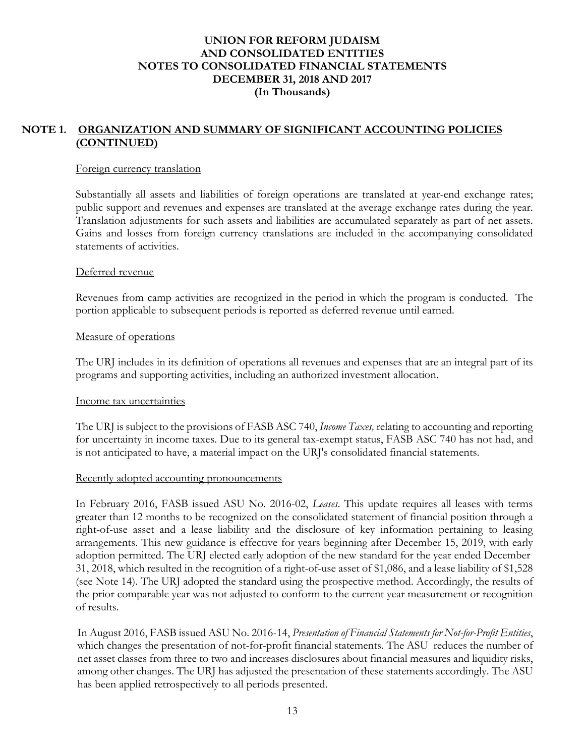# UNION FOR REFORM JUDAISM AND CONSOLIDATED ENTITIES
# NOTES TO CONSOLIDATED FINANCIAL STATEMENTS
# DECEMBER 31, 2018 AND 2017
# (In Thousands)

## NOTE 1. ORGANIZATION AND SUMMARY OF SIGNIFICANT ACCOUNTING POLICIES (CONTINUED)

### Foreign currency translation

Substantially all assets and liabilities of foreign operations are translated at year-end exchange rates; public support and revenues and expenses are translated at the average exchange rates during the year. Translation adjustments for such assets and liabilities are accumulated separately as part of net assets. Gains and losses from foreign currency translations are included in the accompanying consolidated statements of activities.

### Deferred revenue

Revenues from camp activities are recognized in the period in which the program is conducted. The portion applicable to subsequent periods is reported as deferred revenue until earned.

### Measure of operations

The URJ includes in its definition of operations all revenues and expenses that are an integral part of its programs and supporting activities, including an authorized investment allocation.

### Income tax uncertainties

The URJ is subject to the provisions of FASB ASC 740, *Income Taxes,* relating to accounting and reporting for uncertainty in income taxes. Due to its general tax-exempt status, FASB ASC 740 has not had, and is not anticipated to have, a material impact on the URJ's consolidated financial statements.

### Recently adopted accounting pronouncements

In February 2016, FASB issued ASU No. 2016-02, *Leases*. This update requires all leases with terms greater than 12 months to be recognized on the consolidated statement of financial position through a right-of-use asset and a lease liability and the disclosure of key information pertaining to leasing arrangements. This new guidance is effective for years beginning after December 15, 2019, with early adoption permitted. The URJ elected early adoption of the new standard for the year ended December 31, 2018, which resulted in the recognition of a right-of-use asset of $1,086, and a lease liability of $1,528 (see Note 14). The URJ adopted the standard using the prospective method. Accordingly, the results of the prior comparable year was not adjusted to conform to the current year measurement or recognition of results.

In August 2016, FASB issued ASU No. 2016-14, *Presentation of Financial Statements for Not-for-Profit Entities*, which changes the presentation of not-for-profit financial statements. The ASU reduces the number of net asset classes from three to two and increases disclosures about financial measures and liquidity risks, among other changes. The URJ has adjusted the presentation of these statements accordingly. The ASU has been applied retrospectively to all periods presented.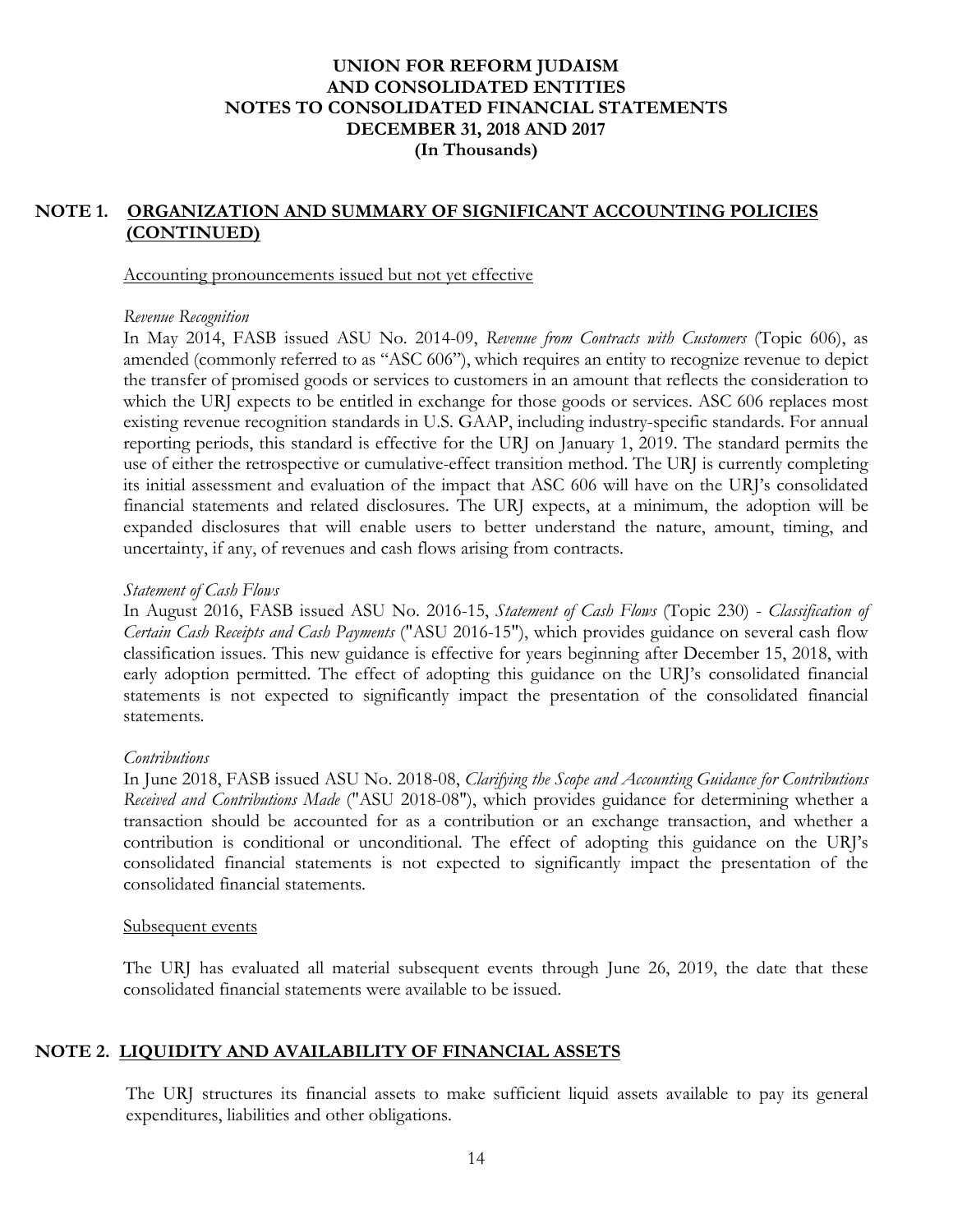# UNION FOR REFORM JUDAISM AND CONSOLIDATED ENTITIES NOTES TO CONSOLIDATED FINANCIAL STATEMENTS DECEMBER 31, 2018 AND 2017 (In Thousands)

## NOTE 1. ORGANIZATION AND SUMMARY OF SIGNIFICANT ACCOUNTING POLICIES (CONTINUED)

Accounting pronouncements issued but not yet effective

*Revenue Recognition*

In May 2014, FASB issued ASU No. 2014-09, *Revenue from Contracts with Customers* (Topic 606), as amended (commonly referred to as "ASC 606"), which requires an entity to recognize revenue to depict the transfer of promised goods or services to customers in an amount that reflects the consideration to which the URJ expects to be entitled in exchange for those goods or services. ASC 606 replaces most existing revenue recognition standards in U.S. GAAP, including industry-specific standards. For annual reporting periods, this standard is effective for the URJ on January 1, 2019. The standard permits the use of either the retrospective or cumulative-effect transition method. The URJ is currently completing its initial assessment and evaluation of the impact that ASC 606 will have on the URJ's consolidated financial statements and related disclosures. The URJ expects, at a minimum, the adoption will be expanded disclosures that will enable users to better understand the nature, amount, timing, and uncertainty, if any, of revenues and cash flows arising from contracts.

*Statement of Cash Flows*

In August 2016, FASB issued ASU No. 2016-15, *Statement of Cash Flows* (Topic 230) - *Classification of Certain Cash Receipts and Cash Payments* ("ASU 2016-15"), which provides guidance on several cash flow classification issues. This new guidance is effective for years beginning after December 15, 2018, with early adoption permitted. The effect of adopting this guidance on the URJ's consolidated financial statements is not expected to significantly impact the presentation of the consolidated financial statements.

*Contributions*

In June 2018, FASB issued ASU No. 2018-08, *Clarifying the Scope and Accounting Guidance for Contributions Received and Contributions Made* ("ASU 2018-08"), which provides guidance for determining whether a transaction should be accounted for as a contribution or an exchange transaction, and whether a contribution is conditional or unconditional. The effect of adopting this guidance on the URJ's consolidated financial statements is not expected to significantly impact the presentation of the consolidated financial statements.

Subsequent events

The URJ has evaluated all material subsequent events through June 26, 2019, the date that these consolidated financial statements were available to be issued.

## NOTE 2. LIQUIDITY AND AVAILABILITY OF FINANCIAL ASSETS

The URJ structures its financial assets to make sufficient liquid assets available to pay its general expenditures, liabilities and other obligations.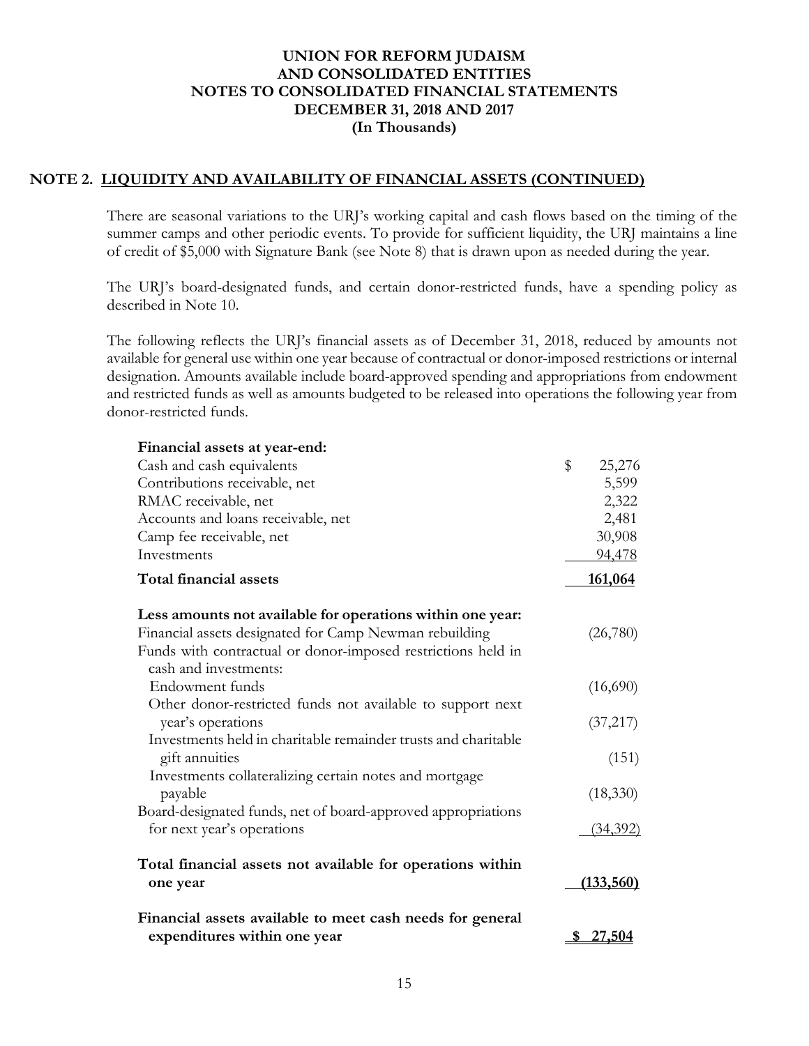# UNION FOR REFORM JUDAISM AND CONSOLIDATED ENTITIES NOTES TO CONSOLIDATED FINANCIAL STATEMENTS DECEMBER 31, 2018 AND 2017 (In Thousands)

## NOTE 2. LIQUIDITY AND AVAILABILITY OF FINANCIAL ASSETS (CONTINUED)

There are seasonal variations to the URJ's working capital and cash flows based on the timing of the summer camps and other periodic events. To provide for sufficient liquidity, the URJ maintains a line of credit of $5,000 with Signature Bank (see Note 8) that is drawn upon as needed during the year.

The URJ's board-designated funds, and certain donor-restricted funds, have a spending policy as described in Note 10.

The following reflects the URJ's financial assets as of December 31, 2018, reduced by amounts not available for general use within one year because of contractual or donor-imposed restrictions or internal designation. Amounts available include board-approved spending and appropriations from endowment and restricted funds as well as amounts budgeted to be released into operations the following year from donor-restricted funds.

| | |
|---|---|
| **Financial assets at year-end:** | |
| Cash and cash equivalents | $ 25,276 |
| Contributions receivable, net | 5,599 |
| RMAC receivable, net | 2,322 |
| Accounts and loans receivable, net | 2,481 |
| Camp fee receivable, net | 30,908 |
| Investments | 94,478 |
| **Total financial assets** | **161,064** |
| **Less amounts not available for operations within one year:** | |
| Financial assets designated for Camp Newman rebuilding | (26,780) |
| Funds with contractual or donor-imposed restrictions held in cash and investments: | |
| Endowment funds | (16,690) |
| Other donor-restricted funds not available to support next year's operations | (37,217) |
| Investments held in charitable remainder trusts and charitable gift annuities | (151) |
| Investments collateralizing certain notes and mortgage payable | (18,330) |
| Board-designated funds, net of board-approved appropriations for next year's operations | (34,392) |
| **Total financial assets not available for operations within one year** | **(133,560)** |
| **Financial assets available to meet cash needs for general expenditures within one year** | **$ 27,504** |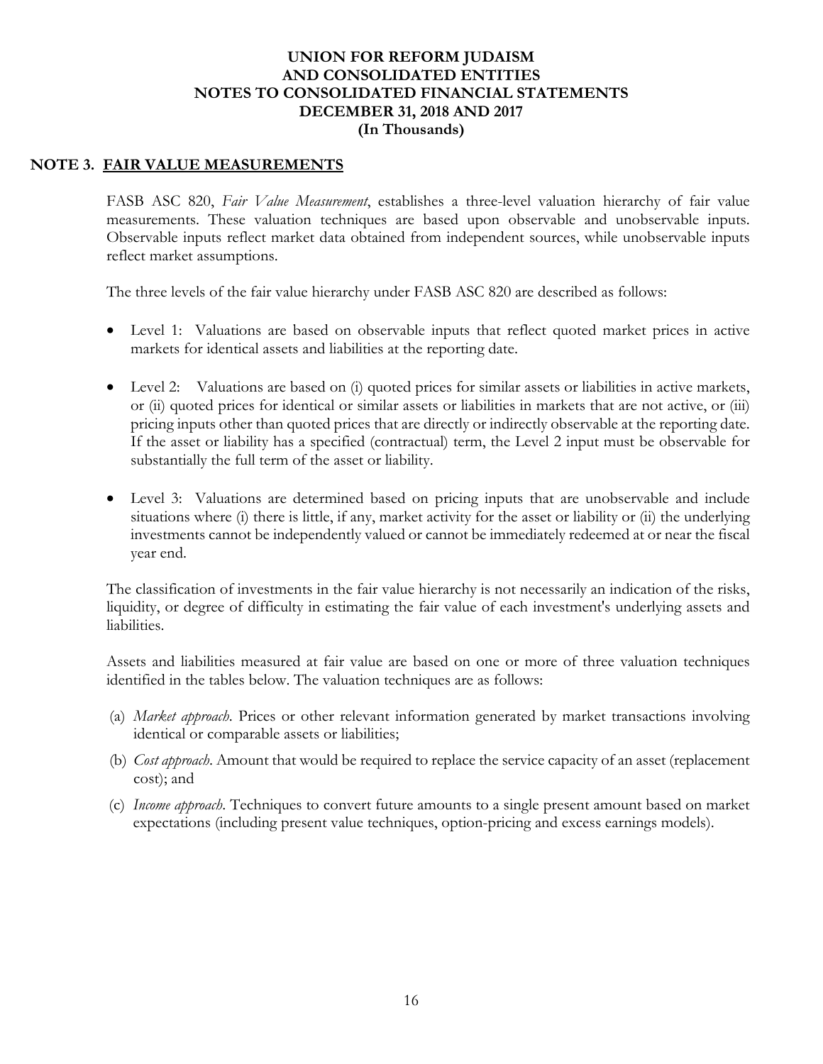# UNION FOR REFORM JUDAISM
# AND CONSOLIDATED ENTITIES
# NOTES TO CONSOLIDATED FINANCIAL STATEMENTS
# DECEMBER 31, 2018 AND 2017
# (In Thousands)

## NOTE 3. FAIR VALUE MEASUREMENTS

FASB ASC 820, *Fair Value Measurement*, establishes a three-level valuation hierarchy of fair value measurements. These valuation techniques are based upon observable and unobservable inputs. Observable inputs reflect market data obtained from independent sources, while unobservable inputs reflect market assumptions.

The three levels of the fair value hierarchy under FASB ASC 820 are described as follows:

- Level 1: Valuations are based on observable inputs that reflect quoted market prices in active markets for identical assets and liabilities at the reporting date.
- Level 2: Valuations are based on (i) quoted prices for similar assets or liabilities in active markets, or (ii) quoted prices for identical or similar assets or liabilities in markets that are not active, or (iii) pricing inputs other than quoted prices that are directly or indirectly observable at the reporting date. If the asset or liability has a specified (contractual) term, the Level 2 input must be observable for substantially the full term of the asset or liability.
- Level 3: Valuations are determined based on pricing inputs that are unobservable and include situations where (i) there is little, if any, market activity for the asset or liability or (ii) the underlying investments cannot be independently valued or cannot be immediately redeemed at or near the fiscal year end.

The classification of investments in the fair value hierarchy is not necessarily an indication of the risks, liquidity, or degree of difficulty in estimating the fair value of each investment's underlying assets and liabilities.

Assets and liabilities measured at fair value are based on one or more of three valuation techniques identified in the tables below. The valuation techniques are as follows:

(a) *Market approach*. Prices or other relevant information generated by market transactions involving identical or comparable assets or liabilities;

(b) *Cost approach*. Amount that would be required to replace the service capacity of an asset (replacement cost); and

(c) *Income approach*. Techniques to convert future amounts to a single present amount based on market expectations (including present value techniques, option-pricing and excess earnings models).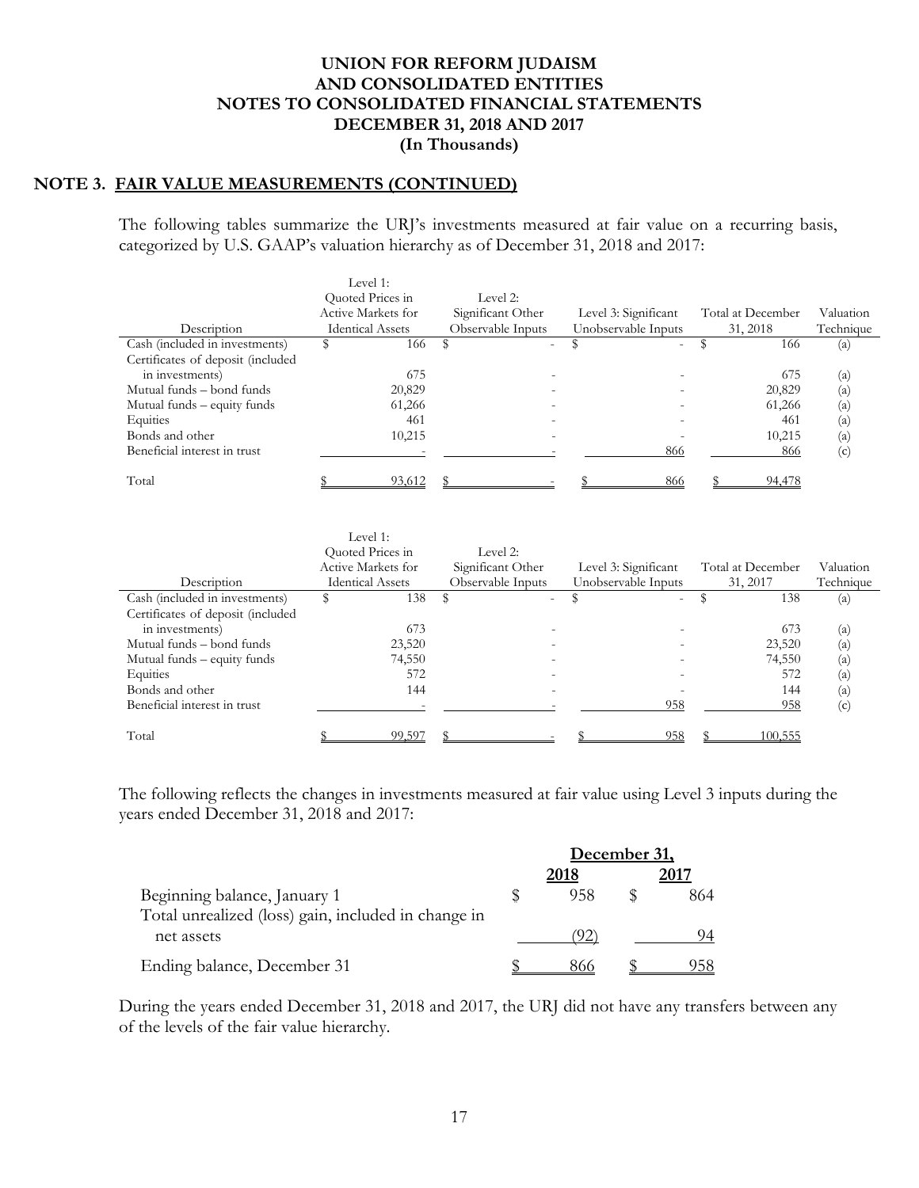# UNION FOR REFORM JUDAISM AND CONSOLIDATED ENTITIES NOTES TO CONSOLIDATED FINANCIAL STATEMENTS DECEMBER 31, 2018 AND 2017 (In Thousands)

## NOTE 3. FAIR VALUE MEASUREMENTS (CONTINUED)

The following tables summarize the URJ's investments measured at fair value on a recurring basis, categorized by U.S. GAAP's valuation hierarchy as of December 31, 2018 and 2017:

| Description | Level 1: Quoted Prices in Active Markets for Identical Assets | Level 2: Significant Other Observable Inputs | Level 3: Significant Unobservable Inputs | Total at December 31, 2018 | Valuation Technique |
|---|---|---|---|---|---|
| Cash (included in investments) | $ 166 | $ - | $ - | $ 166 | (a) |
| Certificates of deposit (included in investments) | 675 | - | - | 675 | (a) |
| Mutual funds – bond funds | 20,829 | - | - | 20,829 | (a) |
| Mutual funds – equity funds | 61,266 | - | - | 61,266 | (a) |
| Equities | 461 | - | - | 461 | (a) |
| Bonds and other | 10,215 | - | - | 10,215 | (a) |
| Beneficial interest in trust | - | - | 866 | 866 | (c) |
| Total | $ 93,612 | $ - | $ 866 | $ 94,478 | |

| Description | Level 1: Quoted Prices in Active Markets for Identical Assets | Level 2: Significant Other Observable Inputs | Level 3: Significant Unobservable Inputs | Total at December 31, 2017 | Valuation Technique |
|---|---|---|---|---|---|
| Cash (included in investments) | $ 138 | $ - | $ - | $ 138 | (a) |
| Certificates of deposit (included in investments) | 673 | - | - | 673 | (a) |
| Mutual funds – bond funds | 23,520 | - | - | 23,520 | (a) |
| Mutual funds – equity funds | 74,550 | - | - | 74,550 | (a) |
| Equities | 572 | - | - | 572 | (a) |
| Bonds and other | 144 | - | - | 144 | (a) |
| Beneficial interest in trust | - | - | 958 | 958 | (c) |
| Total | $ 99,597 | $ - | $ 958 | $ 100,555 | |

The following reflects the changes in investments measured at fair value using Level 3 inputs during the years ended December 31, 2018 and 2017:

| | December 31, | |
|---|---|---|
| | 2018 | 2017 |
| Beginning balance, January 1 | $ 958 | $ 864 |
| Total unrealized (loss) gain, included in change in net assets | (92) | 94 |
| Ending balance, December 31 | $ 866 | $ 958 |

During the years ended December 31, 2018 and 2017, the URJ did not have any transfers between any of the levels of the fair value hierarchy.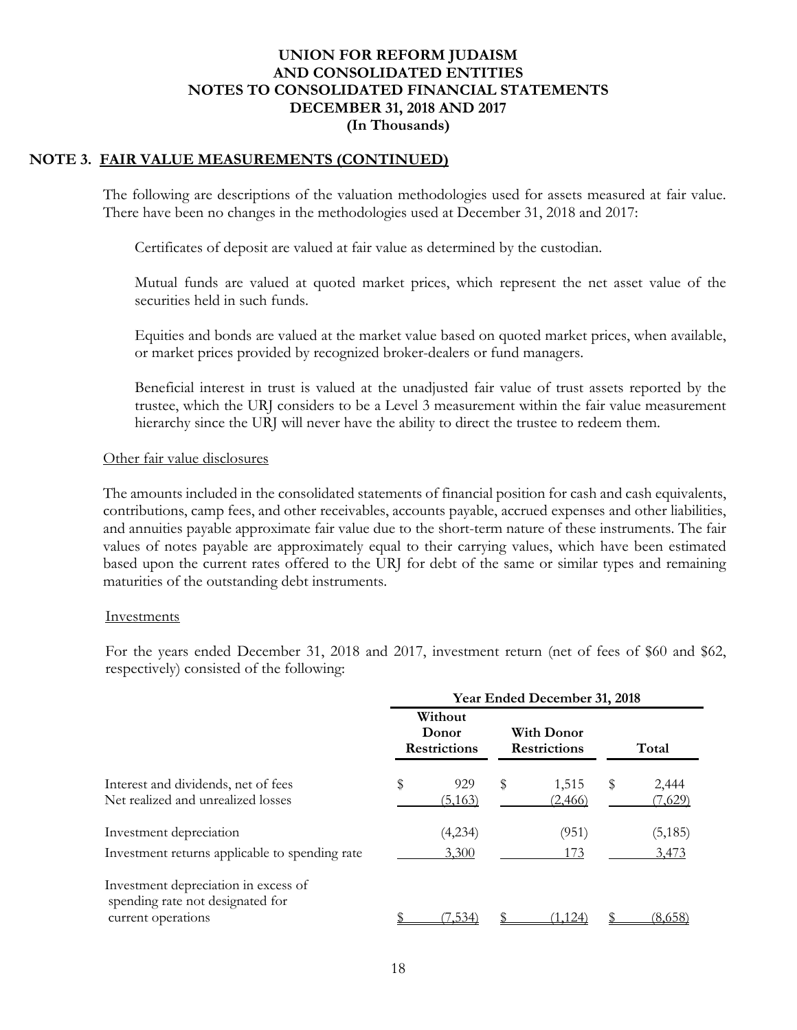# UNION FOR REFORM JUDAISM
# AND CONSOLIDATED ENTITIES
# NOTES TO CONSOLIDATED FINANCIAL STATEMENTS
# DECEMBER 31, 2018 AND 2017
# (In Thousands)

## NOTE 3. FAIR VALUE MEASUREMENTS (CONTINUED)

The following are descriptions of the valuation methodologies used for assets measured at fair value. There have been no changes in the methodologies used at December 31, 2018 and 2017:

Certificates of deposit are valued at fair value as determined by the custodian.

Mutual funds are valued at quoted market prices, which represent the net asset value of the securities held in such funds.

Equities and bonds are valued at the market value based on quoted market prices, when available, or market prices provided by recognized broker-dealers or fund managers.

Beneficial interest in trust is valued at the unadjusted fair value of trust assets reported by the trustee, which the URJ considers to be a Level 3 measurement within the fair value measurement hierarchy since the URJ will never have the ability to direct the trustee to redeem them.

Other fair value disclosures

The amounts included in the consolidated statements of financial position for cash and cash equivalents, contributions, camp fees, and other receivables, accounts payable, accrued expenses and other liabilities, and annuities payable approximate fair value due to the short-term nature of these instruments. The fair values of notes payable are approximately equal to their carrying values, which have been estimated based upon the current rates offered to the URJ for debt of the same or similar types and remaining maturities of the outstanding debt instruments.

Investments

For the years ended December 31, 2018 and 2017, investment return (net of fees of $60 and $62, respectively) consisted of the following:

| | Year Ended December 31, 2018 | | |
|---|---|---|---|
| | Without Donor Restrictions | With Donor Restrictions | Total |
| Interest and dividends, net of fees | $ 929 | $ 1,515 | $ 2,444 |
| Net realized and unrealized losses | (5,163) | (2,466) | (7,629) |
| Investment depreciation | (4,234) | (951) | (5,185) |
| Investment returns applicable to spending rate | 3,300 | 173 | 3,473 |
| Investment depreciation in excess of spending rate not designated for current operations | $ (7,534) | $ (1,124) | $ (8,658) |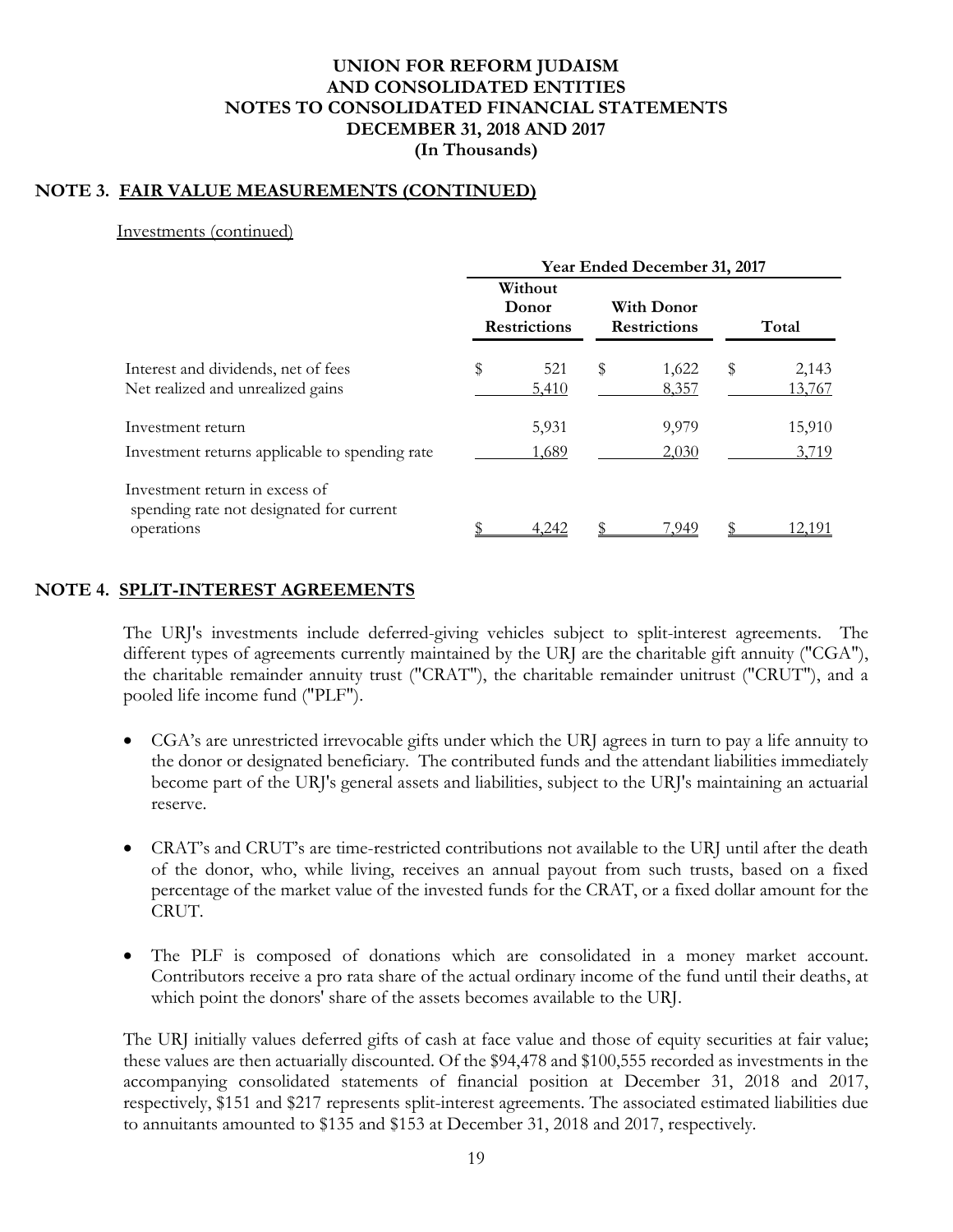**UNION FOR REFORM JUDAISM**
**AND CONSOLIDATED ENTITIES**
**NOTES TO CONSOLIDATED FINANCIAL STATEMENTS**
**DECEMBER 31, 2018 AND 2017**
**(In Thousands)**

## NOTE 3. FAIR VALUE MEASUREMENTS (CONTINUED)

Investments (continued)

| | Year Ended December 31, 2017 | | |
|---|---|---|---|
| | Without Donor Restrictions | With Donor Restrictions | Total |
| Interest and dividends, net of fees | $ 521 | $ 1,622 | $ 2,143 |
| Net realized and unrealized gains | 5,410 | 8,357 | 13,767 |
| Investment return | 5,931 | 9,979 | 15,910 |
| Investment returns applicable to spending rate | 1,689 | 2,030 | 3,719 |
| Investment return in excess of spending rate not designated for current operations | $ 4,242 | $ 7,949 | $ 12,191 |

## NOTE 4. SPLIT-INTEREST AGREEMENTS

The URJ's investments include deferred-giving vehicles subject to split-interest agreements. The different types of agreements currently maintained by the URJ are the charitable gift annuity ("CGA"), the charitable remainder annuity trust ("CRAT"), the charitable remainder unitrust ("CRUT"), and a pooled life income fund ("PLF").

- CGA's are unrestricted irrevocable gifts under which the URJ agrees in turn to pay a life annuity to the donor or designated beneficiary. The contributed funds and the attendant liabilities immediately become part of the URJ's general assets and liabilities, subject to the URJ's maintaining an actuarial reserve.

- CRAT's and CRUT's are time-restricted contributions not available to the URJ until after the death of the donor, who, while living, receives an annual payout from such trusts, based on a fixed percentage of the market value of the invested funds for the CRAT, or a fixed dollar amount for the CRUT.

- The PLF is composed of donations which are consolidated in a money market account. Contributors receive a pro rata share of the actual ordinary income of the fund until their deaths, at which point the donors' share of the assets becomes available to the URJ.

The URJ initially values deferred gifts of cash at face value and those of equity securities at fair value; these values are then actuarially discounted. Of the $94,478 and $100,555 recorded as investments in the accompanying consolidated statements of financial position at December 31, 2018 and 2017, respectively, $151 and $217 represents split-interest agreements. The associated estimated liabilities due to annuitants amounted to $135 and $153 at December 31, 2018 and 2017, respectively.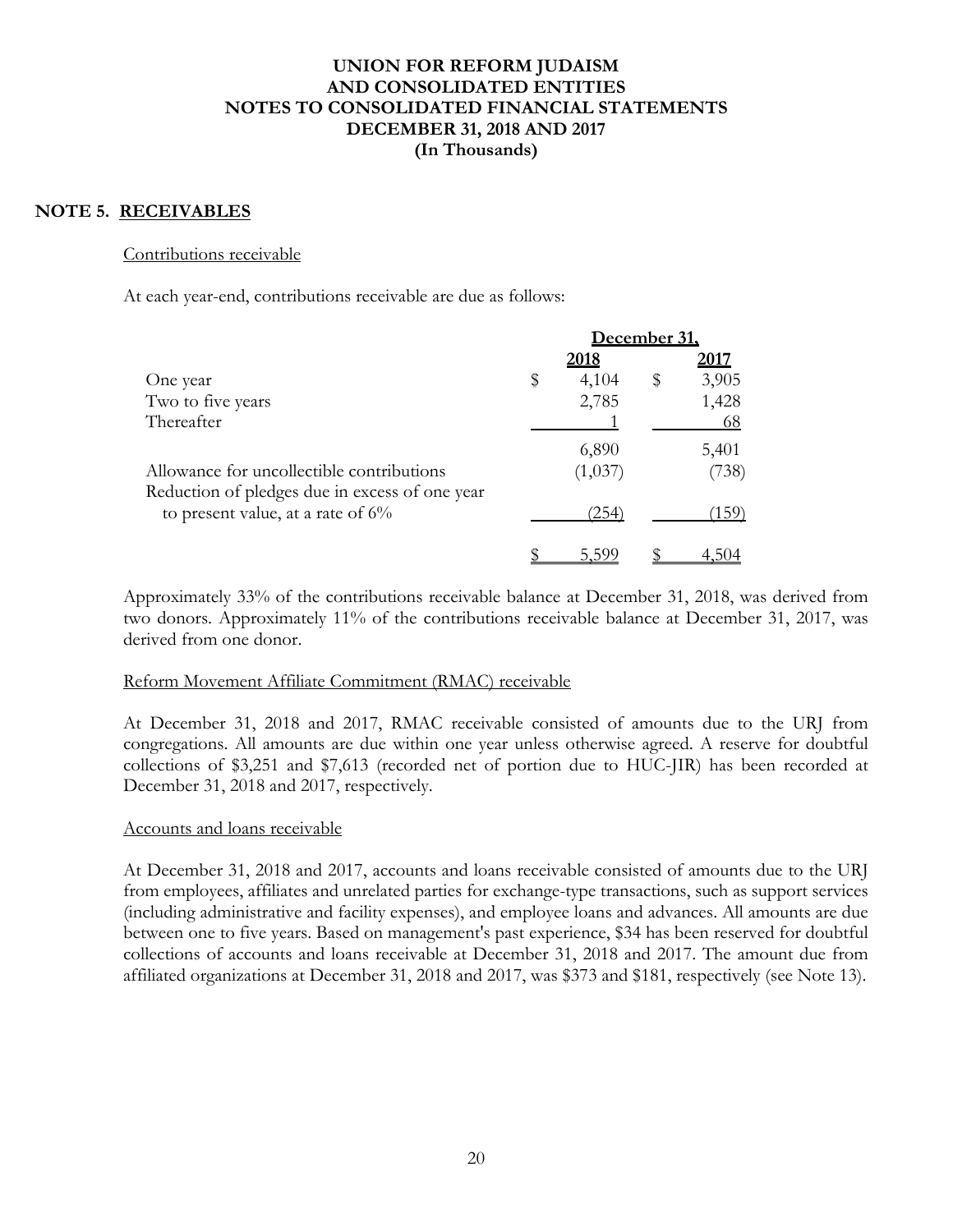# UNION FOR REFORM JUDAISM
# AND CONSOLIDATED ENTITIES
# NOTES TO CONSOLIDATED FINANCIAL STATEMENTS
# DECEMBER 31, 2018 AND 2017
# (In Thousands)

## NOTE 5. RECEIVABLES

### Contributions receivable

At each year-end, contributions receivable are due as follows:

| | December 31, 2018 | December 31, 2017 |
|---|---|---|
| One year | $ 4,104 | $ 3,905 |
| Two to five years | 2,785 | 1,428 |
| Thereafter | 1 | 68 |
| | 6,890 | 5,401 |
| Allowance for uncollectible contributions | (1,037) | (738) |
| Reduction of pledges due in excess of one year to present value, at a rate of 6% | (254) | (159) |
| | $ 5,599 | $ 4,504 |

Approximately 33% of the contributions receivable balance at December 31, 2018, was derived from two donors. Approximately 11% of the contributions receivable balance at December 31, 2017, was derived from one donor.

### Reform Movement Affiliate Commitment (RMAC) receivable

At December 31, 2018 and 2017, RMAC receivable consisted of amounts due to the URJ from congregations. All amounts are due within one year unless otherwise agreed. A reserve for doubtful collections of $3,251 and $7,613 (recorded net of portion due to HUC-JIR) has been recorded at December 31, 2018 and 2017, respectively.

### Accounts and loans receivable

At December 31, 2018 and 2017, accounts and loans receivable consisted of amounts due to the URJ from employees, affiliates and unrelated parties for exchange-type transactions, such as support services (including administrative and facility expenses), and employee loans and advances. All amounts are due between one to five years. Based on management's past experience, $34 has been reserved for doubtful collections of accounts and loans receivable at December 31, 2018 and 2017. The amount due from affiliated organizations at December 31, 2018 and 2017, was $373 and $181, respectively (see Note 13).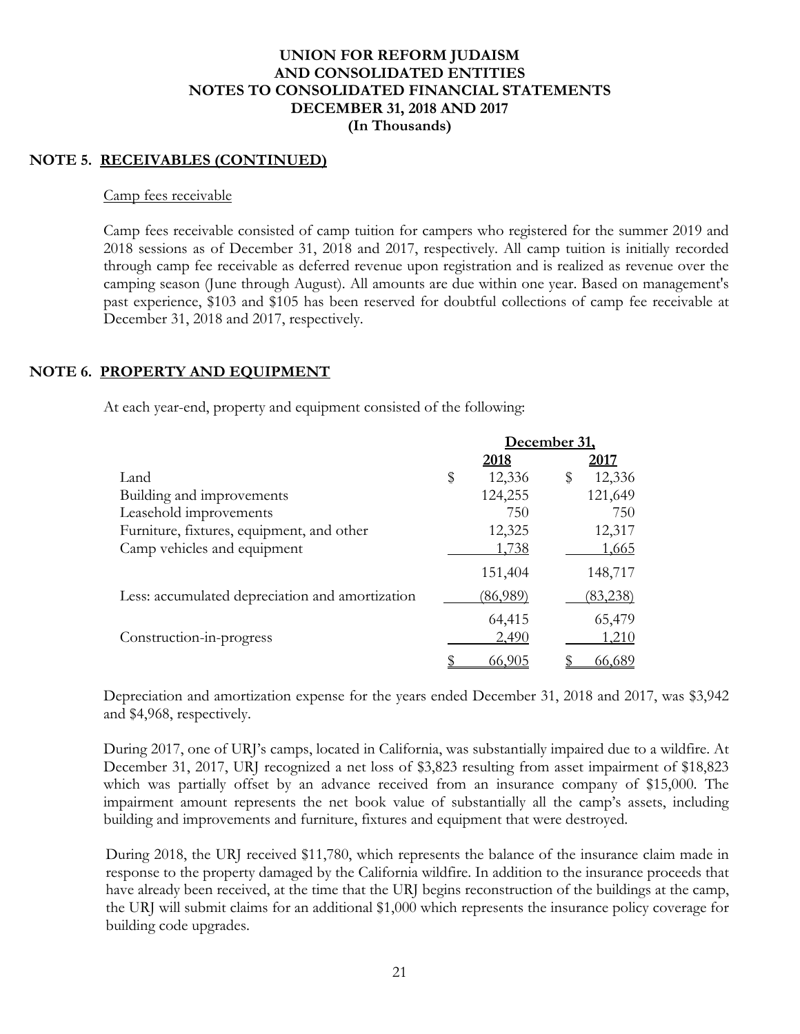# UNION FOR REFORM JUDAISM AND CONSOLIDATED ENTITIES
## NOTES TO CONSOLIDATED FINANCIAL STATEMENTS
## DECEMBER 31, 2018 AND 2017
## (In Thousands)

### NOTE 5. RECEIVABLES (CONTINUED)

Camp fees receivable

Camp fees receivable consisted of camp tuition for campers who registered for the summer 2019 and 2018 sessions as of December 31, 2018 and 2017, respectively. All camp tuition is initially recorded through camp fee receivable as deferred revenue upon registration and is realized as revenue over the camping season (June through August). All amounts are due within one year. Based on management's past experience, $103 and $105 has been reserved for doubtful collections of camp fee receivable at December 31, 2018 and 2017, respectively.

### NOTE 6. PROPERTY AND EQUIPMENT

At each year-end, property and equipment consisted of the following:

| | December 31, | |
|---|---|---|
| | **2018** | **2017** |
| Land | $ 12,336 | $ 12,336 |
| Building and improvements | 124,255 | 121,649 |
| Leasehold improvements | 750 | 750 |
| Furniture, fixtures, equipment, and other | 12,325 | 12,317 |
| Camp vehicles and equipment | 1,738 | 1,665 |
| | 151,404 | 148,717 |
| Less: accumulated depreciation and amortization | (86,989) | (83,238) |
| | 64,415 | 65,479 |
| Construction-in-progress | 2,490 | 1,210 |
| | $ 66,905 | $ 66,689 |

Depreciation and amortization expense for the years ended December 31, 2018 and 2017, was $3,942 and $4,968, respectively.

During 2017, one of URJ's camps, located in California, was substantially impaired due to a wildfire. At December 31, 2017, URJ recognized a net loss of $3,823 resulting from asset impairment of $18,823 which was partially offset by an advance received from an insurance company of $15,000. The impairment amount represents the net book value of substantially all the camp's assets, including building and improvements and furniture, fixtures and equipment that were destroyed.

During 2018, the URJ received $11,780, which represents the balance of the insurance claim made in response to the property damaged by the California wildfire. In addition to the insurance proceeds that have already been received, at the time that the URJ begins reconstruction of the buildings at the camp, the URJ will submit claims for an additional $1,000 which represents the insurance policy coverage for building code upgrades.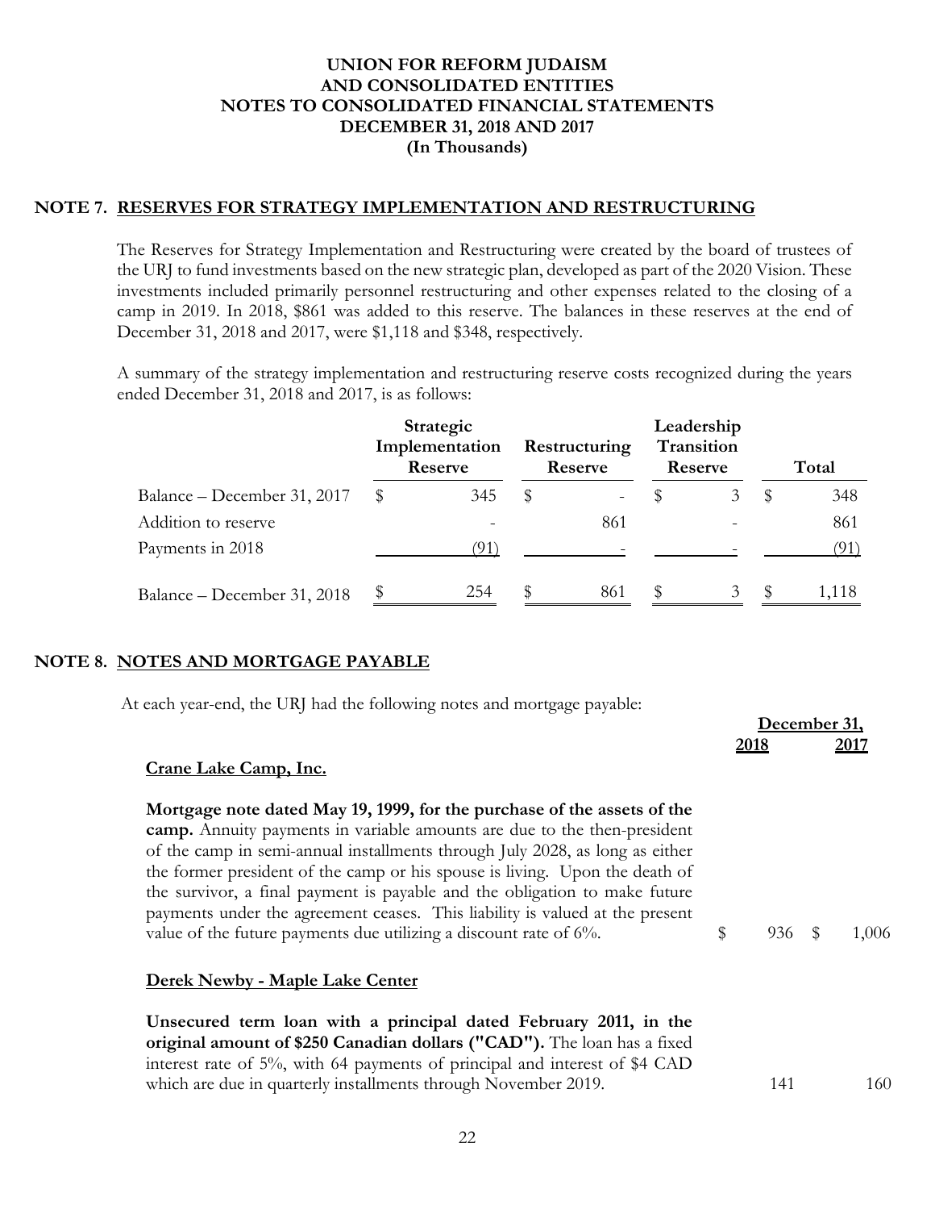# UNION FOR REFORM JUDAISM
# AND CONSOLIDATED ENTITIES
# NOTES TO CONSOLIDATED FINANCIAL STATEMENTS
# DECEMBER 31, 2018 AND 2017
# (In Thousands)

## NOTE 7. RESERVES FOR STRATEGY IMPLEMENTATION AND RESTRUCTURING

The Reserves for Strategy Implementation and Restructuring were created by the board of trustees of the URJ to fund investments based on the new strategic plan, developed as part of the 2020 Vision. These investments included primarily personnel restructuring and other expenses related to the closing of a camp in 2019. In 2018, $861 was added to this reserve. The balances in these reserves at the end of December 31, 2018 and 2017, were $1,118 and $348, respectively.

A summary of the strategy implementation and restructuring reserve costs recognized during the years ended December 31, 2018 and 2017, is as follows:

| | Strategic Implementation Reserve | Restructuring Reserve | Leadership Transition Reserve | Total |
|---|---|---|---|---|
| Balance – December 31, 2017 | $ 345 | $ - | $ 3 | $ 348 |
| Addition to reserve | - | 861 | - | 861 |
| Payments in 2018 | (91) | - | - | (91) |
| Balance – December 31, 2018 | $ 254 | $ 861 | $ 3 | $ 1,118 |

## NOTE 8. NOTES AND MORTGAGE PAYABLE

At each year-end, the URJ had the following notes and mortgage payable:

| | December 31, 2018 | December 31, 2017 |
|---|---|---|
| **Crane Lake Camp, Inc.** | | |
| **Mortgage note dated May 19, 1999, for the purchase of the assets of the camp.** Annuity payments in variable amounts are due to the then-president of the camp in semi-annual installments through July 2028, as long as either the former president of the camp or his spouse is living. Upon the death of the survivor, a final payment is payable and the obligation to make future payments under the agreement ceases. This liability is valued at the present value of the future payments due utilizing a discount rate of 6%. | $ 936 | $ 1,006 |
| **Derek Newby - Maple Lake Center** | | |
| **Unsecured term loan with a principal dated February 2011, in the original amount of $250 Canadian dollars ("CAD").** The loan has a fixed interest rate of 5%, with 64 payments of principal and interest of $4 CAD which are due in quarterly installments through November 2019. | 141 | 160 |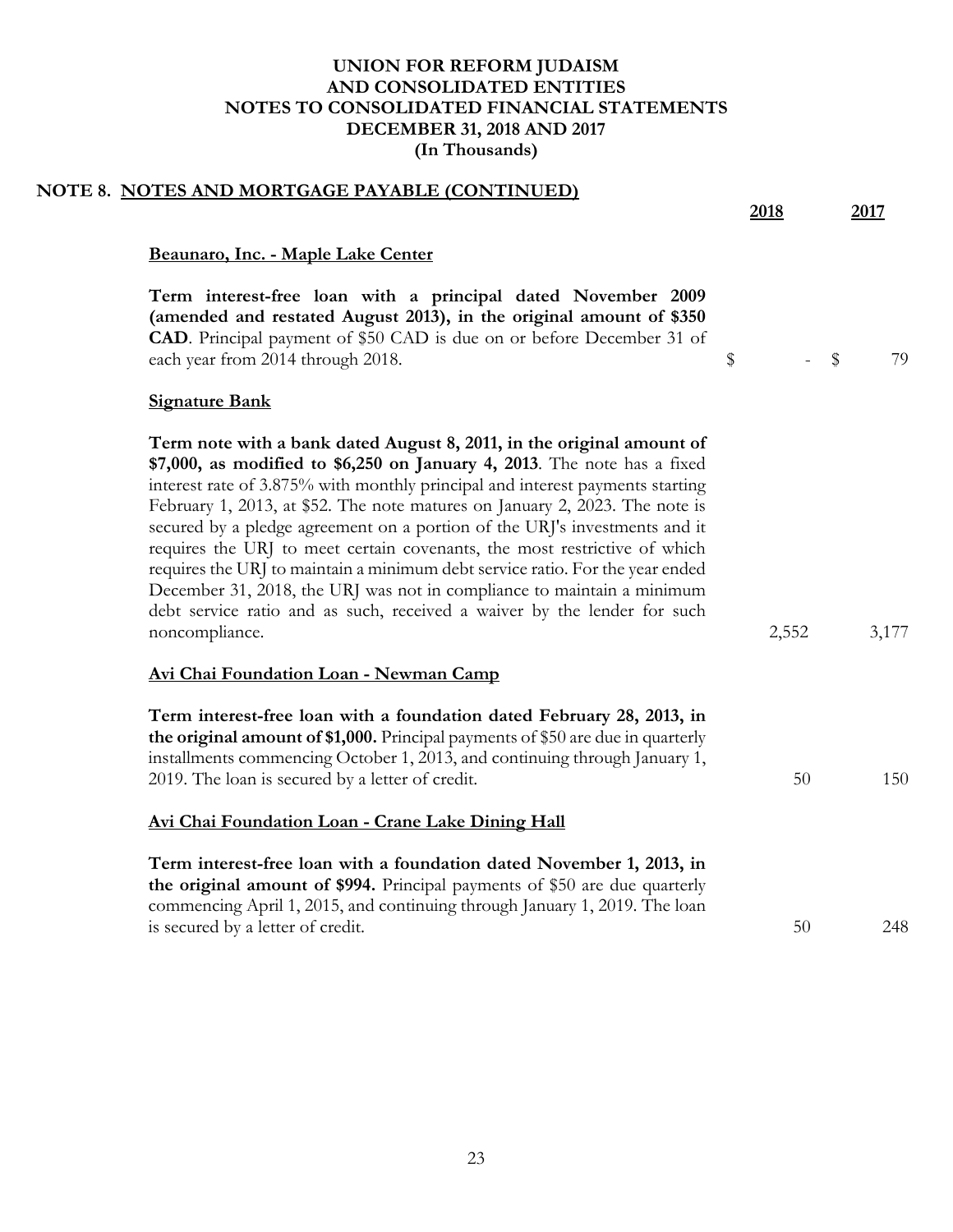# UNION FOR REFORM JUDAISM AND CONSOLIDATED ENTITIES NOTES TO CONSOLIDATED FINANCIAL STATEMENTS DECEMBER 31, 2018 AND 2017 (In Thousands)

## NOTE 8. NOTES AND MORTGAGE PAYABLE (CONTINUED)

| | 2018 | 2017 |
|---|---|---|
| **Beaunaro, Inc. - Maple Lake Center** | | |
| **Term interest-free loan with a principal dated November 2009 (amended and restated August 2013), in the original amount of $350 CAD**. Principal payment of $50 CAD is due on or before December 31 of each year from 2014 through 2018. | $ - | $ 79 |
| **Signature Bank** | | |
| **Term note with a bank dated August 8, 2011, in the original amount of $7,000, as modified to $6,250 on January 4, 2013**. The note has a fixed interest rate of 3.875% with monthly principal and interest payments starting February 1, 2013, at $52. The note matures on January 2, 2023. The note is secured by a pledge agreement on a portion of the URJ's investments and it requires the URJ to meet certain covenants, the most restrictive of which requires the URJ to maintain a minimum debt service ratio. For the year ended December 31, 2018, the URJ was not in compliance to maintain a minimum debt service ratio and as such, received a waiver by the lender for such noncompliance. | 2,552 | 3,177 |
| **Avi Chai Foundation Loan - Newman Camp** | | |
| **Term interest-free loan with a foundation dated February 28, 2013, in the original amount of $1,000.** Principal payments of $50 are due in quarterly installments commencing October 1, 2013, and continuing through January 1, 2019. The loan is secured by a letter of credit. | 50 | 150 |
| **Avi Chai Foundation Loan - Crane Lake Dining Hall** | | |
| **Term interest-free loan with a foundation dated November 1, 2013, in the original amount of $994.** Principal payments of $50 are due quarterly commencing April 1, 2015, and continuing through January 1, 2019. The loan is secured by a letter of credit. | 50 | 248 |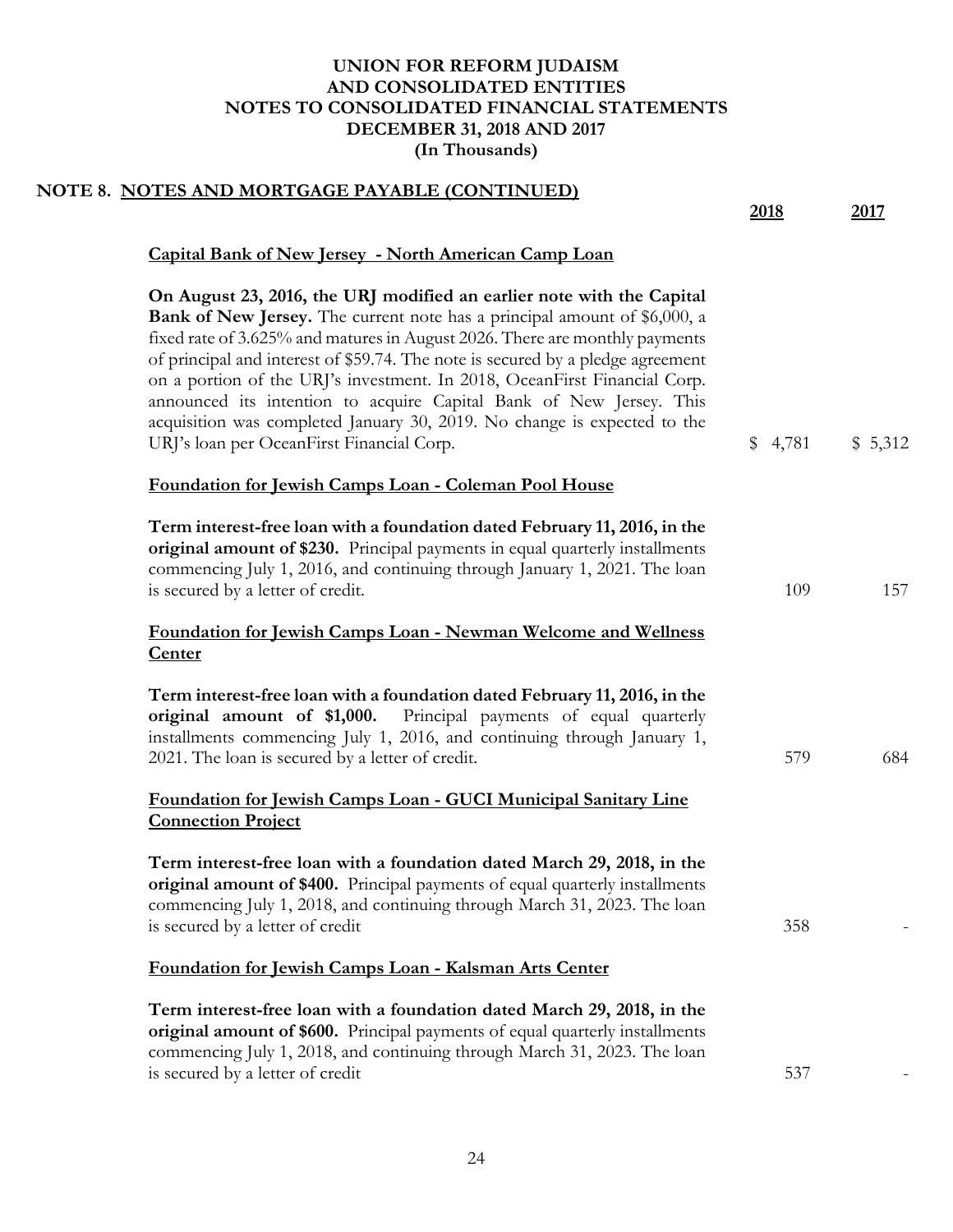# UNION FOR REFORM JUDAISM
# AND CONSOLIDATED ENTITIES
# NOTES TO CONSOLIDATED FINANCIAL STATEMENTS
# DECEMBER 31, 2018 AND 2017
# (In Thousands)

## NOTE 8. NOTES AND MORTGAGE PAYABLE (CONTINUED)

| | 2018 | 2017 |
|---|---|---|
| **Capital Bank of New Jersey - North American Camp Loan** | | |
| **On August 23, 2016, the URJ modified an earlier note with the Capital Bank of New Jersey.** The current note has a principal amount of $6,000, a fixed rate of 3.625% and matures in August 2026. There are monthly payments of principal and interest of $59.74. The note is secured by a pledge agreement on a portion of the URJ's investment. In 2018, OceanFirst Financial Corp. announced its intention to acquire Capital Bank of New Jersey. This acquisition was completed January 30, 2019. No change is expected to the URJ's loan per OceanFirst Financial Corp. | $ 4,781 | $ 5,312 |
| **Foundation for Jewish Camps Loan - Coleman Pool House** | | |
| **Term interest-free loan with a foundation dated February 11, 2016, in the original amount of $230.** Principal payments in equal quarterly installments commencing July 1, 2016, and continuing through January 1, 2021. The loan is secured by a letter of credit. | 109 | 157 |
| **Foundation for Jewish Camps Loan - Newman Welcome and Wellness Center** | | |
| **Term interest-free loan with a foundation dated February 11, 2016, in the original amount of $1,000.** Principal payments of equal quarterly installments commencing July 1, 2016, and continuing through January 1, 2021. The loan is secured by a letter of credit. | 579 | 684 |
| **Foundation for Jewish Camps Loan - GUCI Municipal Sanitary Line Connection Project** | | |
| **Term interest-free loan with a foundation dated March 29, 2018, in the original amount of $400.** Principal payments of equal quarterly installments commencing July 1, 2018, and continuing through March 31, 2023. The loan is secured by a letter of credit | 358 | - |
| **Foundation for Jewish Camps Loan - Kalsman Arts Center** | | |
| **Term interest-free loan with a foundation dated March 29, 2018, in the original amount of $600.** Principal payments of equal quarterly installments commencing July 1, 2018, and continuing through March 31, 2023. The loan is secured by a letter of credit | 537 | - |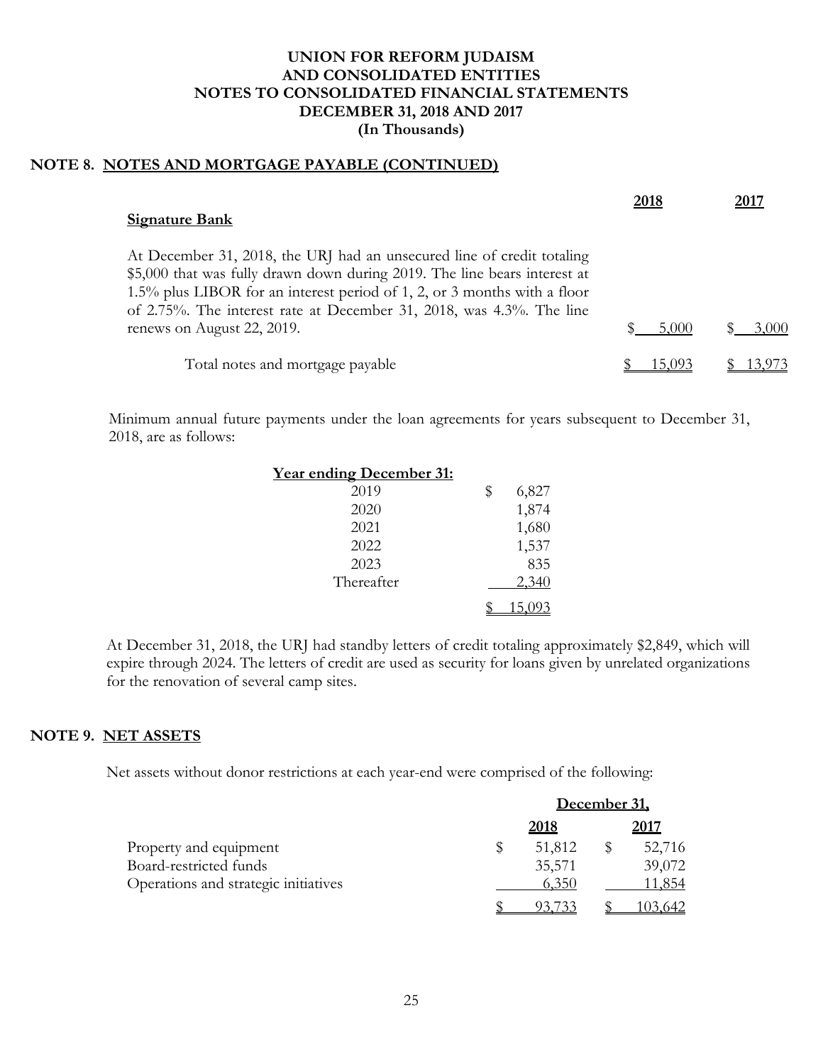**UNION FOR REFORM JUDAISM**
**AND CONSOLIDATED ENTITIES**
**NOTES TO CONSOLIDATED FINANCIAL STATEMENTS**
**DECEMBER 31, 2018 AND 2017**
**(In Thousands)**

## NOTE 8. NOTES AND MORTGAGE PAYABLE (CONTINUED)

| | 2018 | 2017 |
|---|---|---|
| **Signature Bank** | | |
| At December 31, 2018, the URJ had an unsecured line of credit totaling \$5,000 that was fully drawn down during 2019. The line bears interest at 1.5% plus LIBOR for an interest period of 1, 2, or 3 months with a floor of 2.75%. The interest rate at December 31, 2018, was 4.3%. The line renews on August 22, 2019. | \$ 5,000 | \$ 3,000 |
| Total notes and mortgage payable | \$ 15,093 | \$ 13,973 |

Minimum annual future payments under the loan agreements for years subsequent to December 31, 2018, are as follows:

| Year ending December 31: | |
|---|---|
| 2019 | \$ 6,827 |
| 2020 | 1,874 |
| 2021 | 1,680 |
| 2022 | 1,537 |
| 2023 | 835 |
| Thereafter | 2,340 |
| | \$ 15,093 |

At December 31, 2018, the URJ had standby letters of credit totaling approximately \$2,849, which will expire through 2024. The letters of credit are used as security for loans given by unrelated organizations for the renovation of several camp sites.

## NOTE 9. NET ASSETS

Net assets without donor restrictions at each year-end were comprised of the following:

| | December 31, 2018 | December 31, 2017 |
|---|---|---|
| Property and equipment | \$ 51,812 | \$ 52,716 |
| Board-restricted funds | 35,571 | 39,072 |
| Operations and strategic initiatives | 6,350 | 11,854 |
| | \$ 93,733 | \$ 103,642 |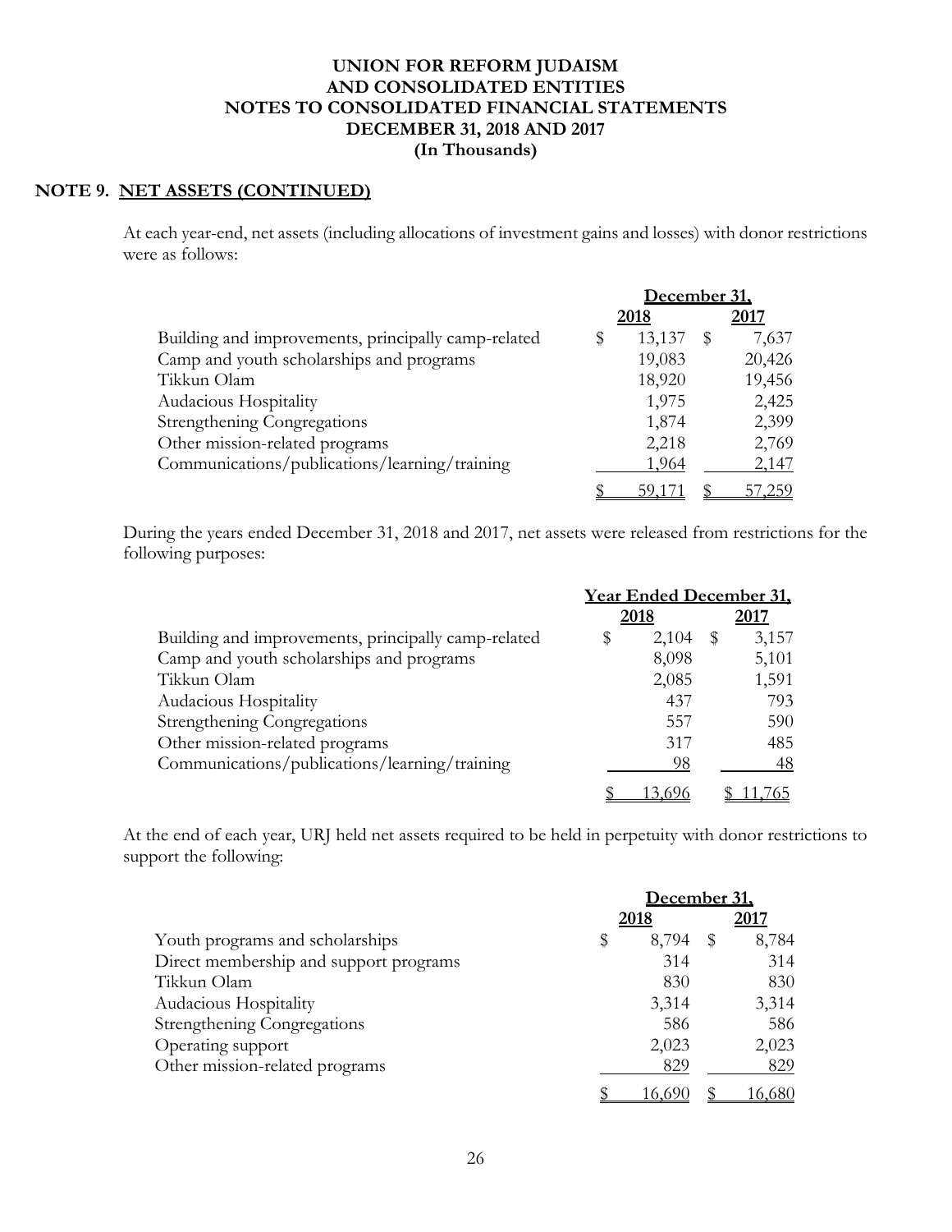# UNION FOR REFORM JUDAISM AND CONSOLIDATED ENTITIES NOTES TO CONSOLIDATED FINANCIAL STATEMENTS DECEMBER 31, 2018 AND 2017 (In Thousands)

## NOTE 9. NET ASSETS (CONTINUED)

At each year-end, net assets (including allocations of investment gains and losses) with donor restrictions were as follows:

| | December 31, | |
|---|---|---|
| | 2018 | 2017 |
| Building and improvements, principally camp-related | $ 13,137 | $ 7,637 |
| Camp and youth scholarships and programs | 19,083 | 20,426 |
| Tikkun Olam | 18,920 | 19,456 |
| Audacious Hospitality | 1,975 | 2,425 |
| Strengthening Congregations | 1,874 | 2,399 |
| Other mission-related programs | 2,218 | 2,769 |
| Communications/publications/learning/training | 1,964 | 2,147 |
| | $ 59,171 | $ 57,259 |

During the years ended December 31, 2018 and 2017, net assets were released from restrictions for the following purposes:

| | Year Ended December 31, | |
|---|---|---|
| | 2018 | 2017 |
| Building and improvements, principally camp-related | $ 2,104 | $ 3,157 |
| Camp and youth scholarships and programs | 8,098 | 5,101 |
| Tikkun Olam | 2,085 | 1,591 |
| Audacious Hospitality | 437 | 793 |
| Strengthening Congregations | 557 | 590 |
| Other mission-related programs | 317 | 485 |
| Communications/publications/learning/training | 98 | 48 |
| | $ 13,696 | $ 11,765 |

At the end of each year, URJ held net assets required to be held in perpetuity with donor restrictions to support the following:

| | December 31, | |
|---|---|---|
| | 2018 | 2017 |
| Youth programs and scholarships | $ 8,794 | $ 8,784 |
| Direct membership and support programs | 314 | 314 |
| Tikkun Olam | 830 | 830 |
| Audacious Hospitality | 3,314 | 3,314 |
| Strengthening Congregations | 586 | 586 |
| Operating support | 2,023 | 2,023 |
| Other mission-related programs | 829 | 829 |
| | $ 16,690 | $ 16,680 |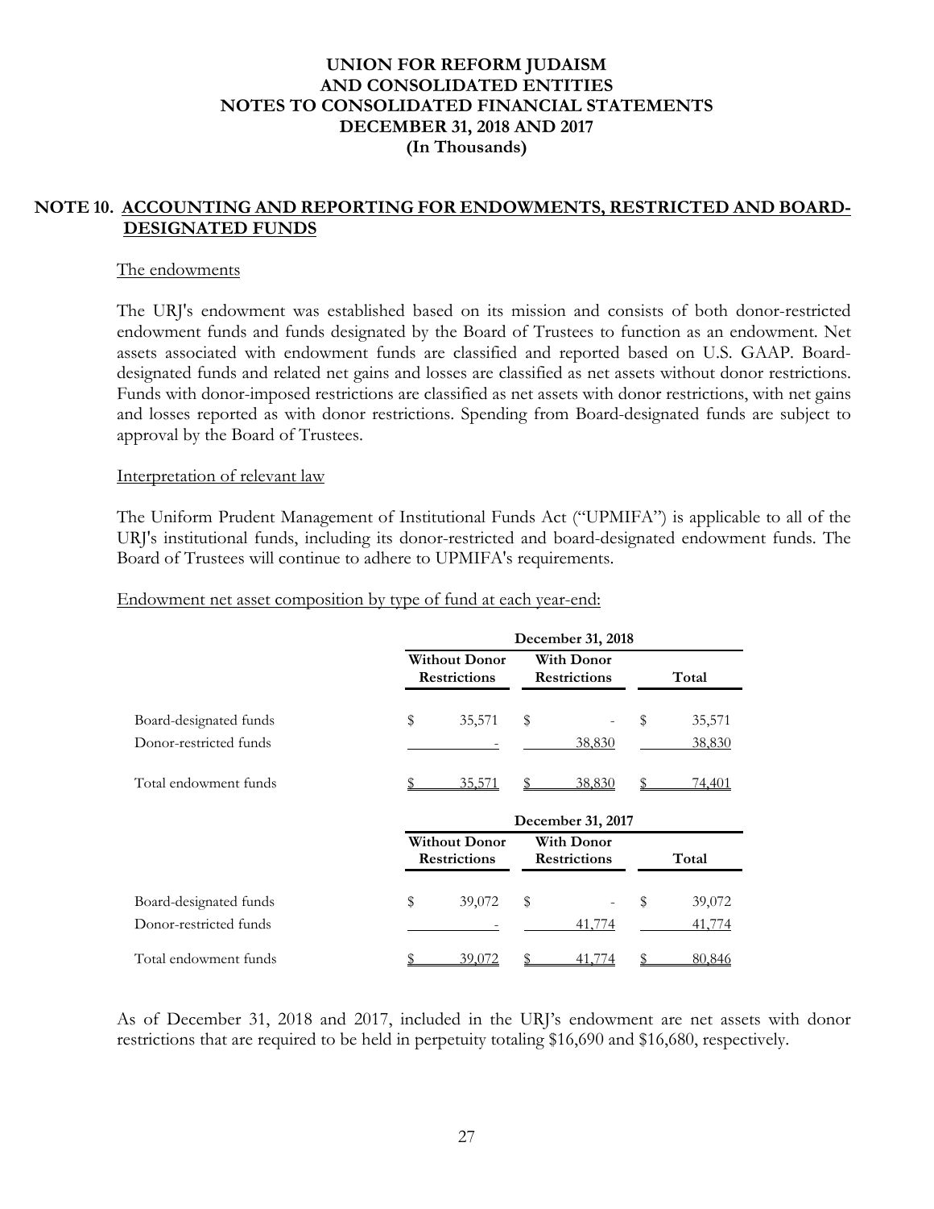# UNION FOR REFORM JUDAISM
# AND CONSOLIDATED ENTITIES
# NOTES TO CONSOLIDATED FINANCIAL STATEMENTS
# DECEMBER 31, 2018 AND 2017
# (In Thousands)

## NOTE 10. ACCOUNTING AND REPORTING FOR ENDOWMENTS, RESTRICTED AND BOARD-DESIGNATED FUNDS

The endowments

The URJ's endowment was established based on its mission and consists of both donor-restricted endowment funds and funds designated by the Board of Trustees to function as an endowment. Net assets associated with endowment funds are classified and reported based on U.S. GAAP. Board-designated funds and related net gains and losses are classified as net assets without donor restrictions. Funds with donor-imposed restrictions are classified as net assets with donor restrictions, with net gains and losses reported as with donor restrictions. Spending from Board-designated funds are subject to approval by the Board of Trustees.

Interpretation of relevant law

The Uniform Prudent Management of Institutional Funds Act ("UPMIFA") is applicable to all of the URJ's institutional funds, including its donor-restricted and board-designated endowment funds. The Board of Trustees will continue to adhere to UPMIFA's requirements.

Endowment net asset composition by type of fund at each year-end:

| | December 31, 2018 | | |
|---|---|---|---|
| | Without Donor Restrictions | With Donor Restrictions | Total |
| Board-designated funds | $ 35,571 | $ - | $ 35,571 |
| Donor-restricted funds | - | 38,830 | 38,830 |
| Total endowment funds | $ 35,571 | $ 38,830 | $ 74,401 |
| | **December 31, 2017** | | |
| | **Without Donor Restrictions** | **With Donor Restrictions** | **Total** |
| Board-designated funds | $ 39,072 | $ - | $ 39,072 |
| Donor-restricted funds | - | 41,774 | 41,774 |
| Total endowment funds | $ 39,072 | $ 41,774 | $ 80,846 |

As of December 31, 2018 and 2017, included in the URJ's endowment are net assets with donor restrictions that are required to be held in perpetuity totaling $16,690 and $16,680, respectively.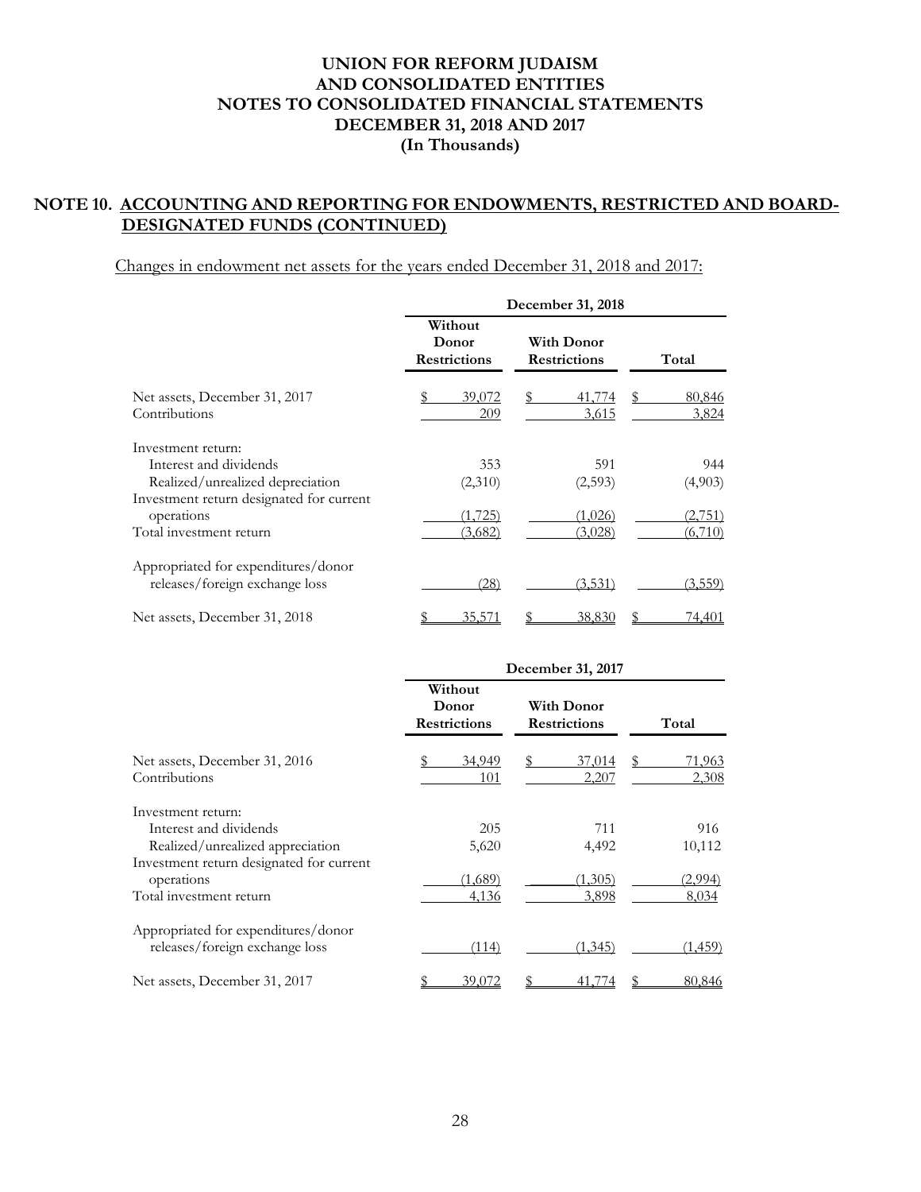# UNION FOR REFORM JUDAISM AND CONSOLIDATED ENTITIES NOTES TO CONSOLIDATED FINANCIAL STATEMENTS DECEMBER 31, 2018 AND 2017 (In Thousands)

## NOTE 10. ACCOUNTING AND REPORTING FOR ENDOWMENTS, RESTRICTED AND BOARD-DESIGNATED FUNDS (CONTINUED)

Changes in endowment net assets for the years ended December 31, 2018 and 2017:

| | December 31, 2018 | | |
|---|---|---|---|
| | Without Donor Restrictions | With Donor Restrictions | Total |
| Net assets, December 31, 2017 | $ 39,072 | $ 41,774 | $ 80,846 |
| Contributions | 209 | 3,615 | 3,824 |
| Investment return: | | | |
| Interest and dividends | 353 | 591 | 944 |
| Realized/unrealized depreciation | (2,310) | (2,593) | (4,903) |
| Investment return designated for current operations | (1,725) | (1,026) | (2,751) |
| Total investment return | (3,682) | (3,028) | (6,710) |
| Appropriated for expenditures/donor releases/foreign exchange loss | (28) | (3,531) | (3,559) |
| Net assets, December 31, 2018 | $ 35,571 | $ 38,830 | $ 74,401 |

| | December 31, 2017 | | |
|---|---|---|---|
| | Without Donor Restrictions | With Donor Restrictions | Total |
| Net assets, December 31, 2016 | $ 34,949 | $ 37,014 | $ 71,963 |
| Contributions | 101 | 2,207 | 2,308 |
| Investment return: | | | |
| Interest and dividends | 205 | 711 | 916 |
| Realized/unrealized appreciation | 5,620 | 4,492 | 10,112 |
| Investment return designated for current operations | (1,689) | (1,305) | (2,994) |
| Total investment return | 4,136 | 3,898 | 8,034 |
| Appropriated for expenditures/donor releases/foreign exchange loss | (114) | (1,345) | (1,459) |
| Net assets, December 31, 2017 | $ 39,072 | $ 41,774 | $ 80,846 |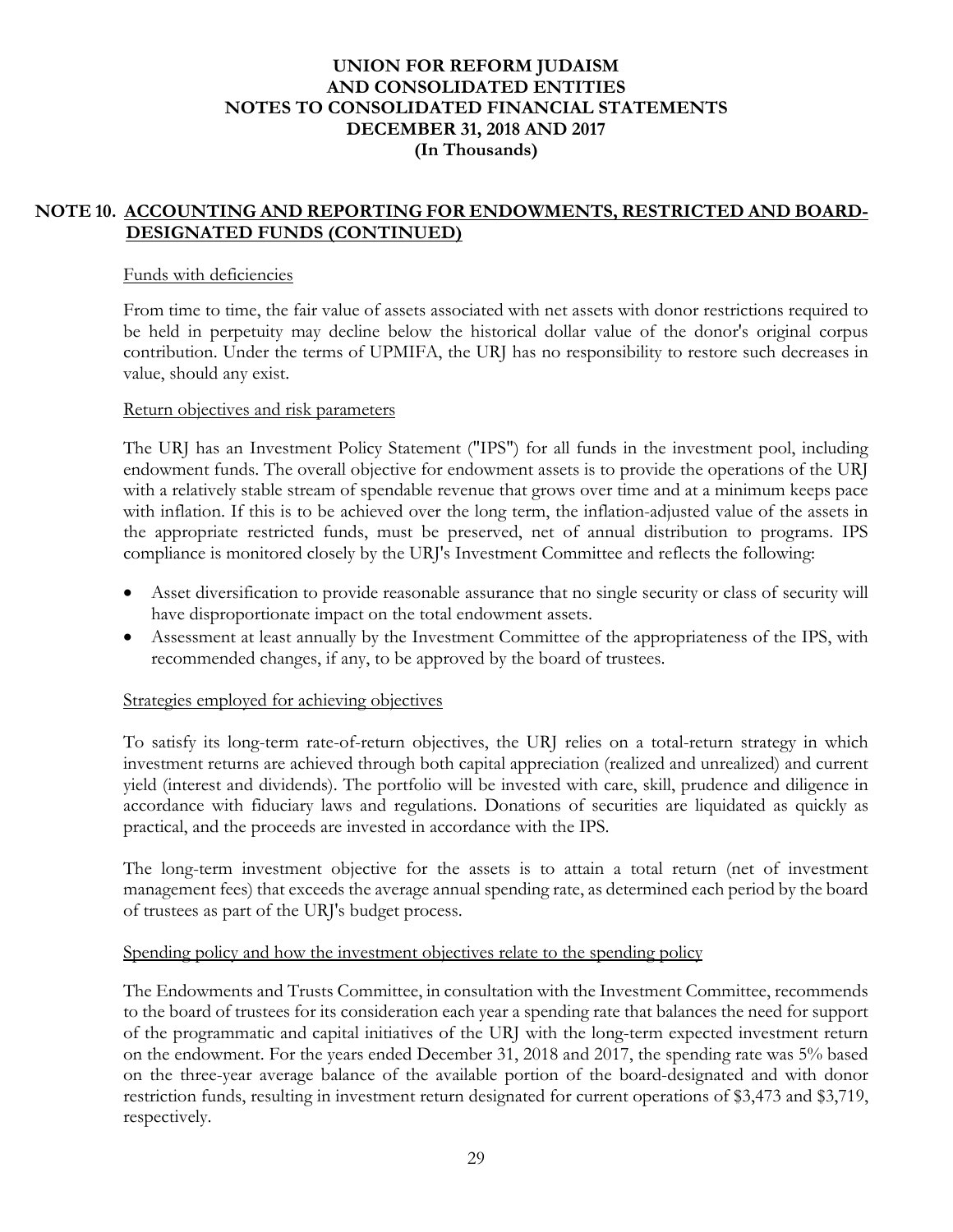## NOTE 10. ACCOUNTING AND REPORTING FOR ENDOWMENTS, RESTRICTED AND BOARD-DESIGNATED FUNDS (CONTINUED)

Funds with deficiencies

From time to time, the fair value of assets associated with net assets with donor restrictions required to be held in perpetuity may decline below the historical dollar value of the donor's original corpus contribution. Under the terms of UPMIFA, the URJ has no responsibility to restore such decreases in value, should any exist.

Return objectives and risk parameters

The URJ has an Investment Policy Statement ("IPS") for all funds in the investment pool, including endowment funds. The overall objective for endowment assets is to provide the operations of the URJ with a relatively stable stream of spendable revenue that grows over time and at a minimum keeps pace with inflation. If this is to be achieved over the long term, the inflation-adjusted value of the assets in the appropriate restricted funds, must be preserved, net of annual distribution to programs. IPS compliance is monitored closely by the URJ's Investment Committee and reflects the following:

- Asset diversification to provide reasonable assurance that no single security or class of security will have disproportionate impact on the total endowment assets.
- Assessment at least annually by the Investment Committee of the appropriateness of the IPS, with recommended changes, if any, to be approved by the board of trustees.

Strategies employed for achieving objectives

To satisfy its long-term rate-of-return objectives, the URJ relies on a total-return strategy in which investment returns are achieved through both capital appreciation (realized and unrealized) and current yield (interest and dividends). The portfolio will be invested with care, skill, prudence and diligence in accordance with fiduciary laws and regulations. Donations of securities are liquidated as quickly as practical, and the proceeds are invested in accordance with the IPS.

The long-term investment objective for the assets is to attain a total return (net of investment management fees) that exceeds the average annual spending rate, as determined each period by the board of trustees as part of the URJ's budget process.

Spending policy and how the investment objectives relate to the spending policy

The Endowments and Trusts Committee, in consultation with the Investment Committee, recommends to the board of trustees for its consideration each year a spending rate that balances the need for support of the programmatic and capital initiatives of the URJ with the long-term expected investment return on the endowment. For the years ended December 31, 2018 and 2017, the spending rate was 5% based on the three-year average balance of the available portion of the board-designated and with donor restriction funds, resulting in investment return designated for current operations of $3,473 and $3,719, respectively.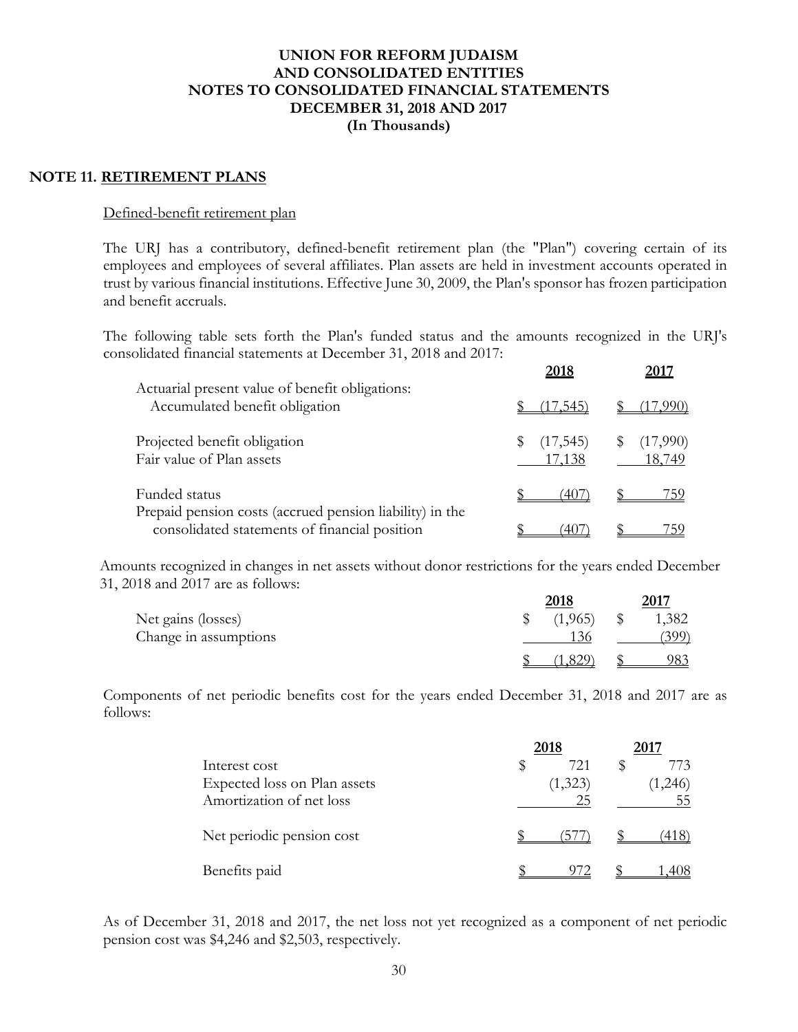# UNION FOR REFORM JUDAISM
# AND CONSOLIDATED ENTITIES
# NOTES TO CONSOLIDATED FINANCIAL STATEMENTS
# DECEMBER 31, 2018 AND 2017
# (In Thousands)

## NOTE 11. RETIREMENT PLANS

### Defined-benefit retirement plan

The URJ has a contributory, defined-benefit retirement plan (the "Plan") covering certain of its employees and employees of several affiliates. Plan assets are held in investment accounts operated in trust by various financial institutions. Effective June 30, 2009, the Plan's sponsor has frozen participation and benefit accruals.

The following table sets forth the Plan's funded status and the amounts recognized in the URJ's consolidated financial statements at December 31, 2018 and 2017:

| | 2018 | 2017 |
|---|---|---|
| Actuarial present value of benefit obligations: | | |
| Accumulated benefit obligation | $ (17,545) | $ (17,990) |
| Projected benefit obligation | $ (17,545) | $ (17,990) |
| Fair value of Plan assets | 17,138 | 18,749 |
| Funded status | $ (407) | $ 759 |
| Prepaid pension costs (accrued pension liability) in the consolidated statements of financial position | $ (407) | $ 759 |

Amounts recognized in changes in net assets without donor restrictions for the years ended December 31, 2018 and 2017 are as follows:

| | 2018 | 2017 |
|---|---|---|
| Net gains (losses) | $ (1,965) | $ 1,382 |
| Change in assumptions | 136 | (399) |
| | $ (1,829) | $ 983 |

Components of net periodic benefits cost for the years ended December 31, 2018 and 2017 are as follows:

| | 2018 | 2017 |
|---|---|---|
| Interest cost | $ 721 | $ 773 |
| Expected loss on Plan assets | (1,323) | (1,246) |
| Amortization of net loss | 25 | 55 |
| Net periodic pension cost | $ (577) | $ (418) |
| Benefits paid | $ 972 | $ 1,408 |

As of December 31, 2018 and 2017, the net loss not yet recognized as a component of net periodic pension cost was $4,246 and $2,503, respectively.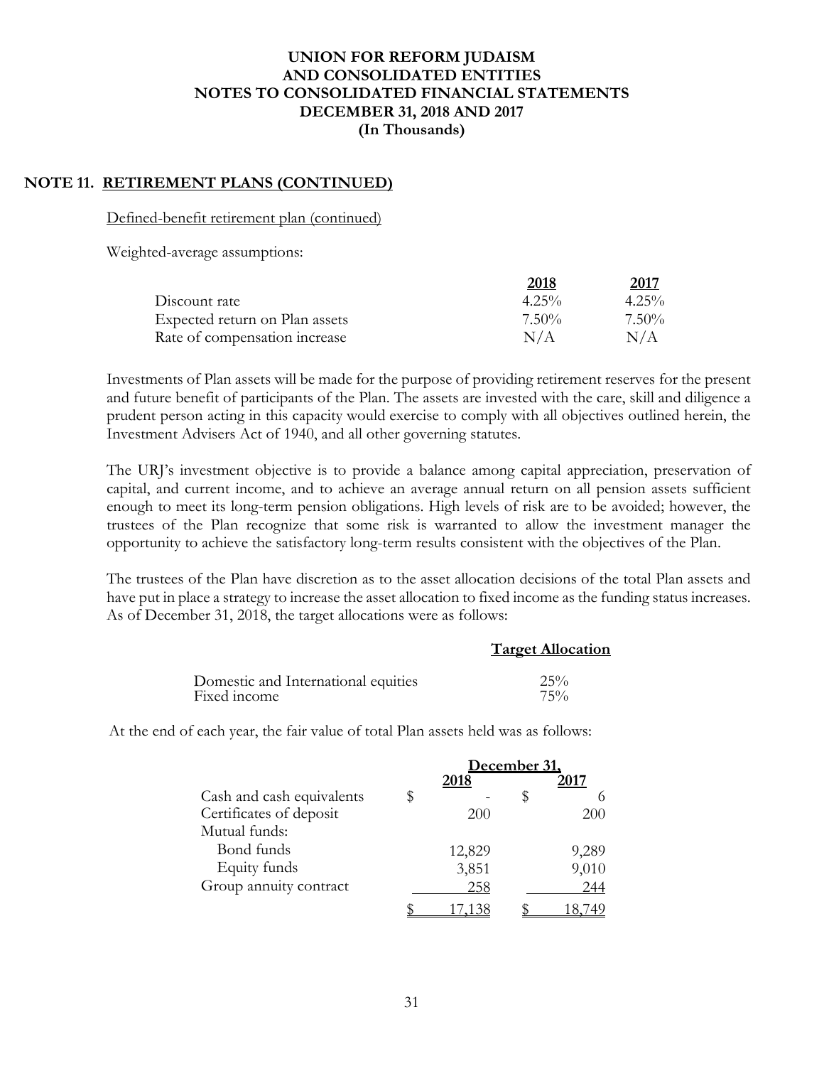# UNION FOR REFORM JUDAISM
# AND CONSOLIDATED ENTITIES
# NOTES TO CONSOLIDATED FINANCIAL STATEMENTS
# DECEMBER 31, 2018 AND 2017
# (In Thousands)

## NOTE 11. RETIREMENT PLANS (CONTINUED)

Defined-benefit retirement plan (continued)

Weighted-average assumptions:

| | 2018 | 2017 |
|---|---|---|
| Discount rate | 4.25% | 4.25% |
| Expected return on Plan assets | 7.50% | 7.50% |
| Rate of compensation increase | N/A | N/A |

Investments of Plan assets will be made for the purpose of providing retirement reserves for the present and future benefit of participants of the Plan. The assets are invested with the care, skill and diligence a prudent person acting in this capacity would exercise to comply with all objectives outlined herein, the Investment Advisers Act of 1940, and all other governing statutes.

The URJ's investment objective is to provide a balance among capital appreciation, preservation of capital, and current income, and to achieve an average annual return on all pension assets sufficient enough to meet its long-term pension obligations. High levels of risk are to be avoided; however, the trustees of the Plan recognize that some risk is warranted to allow the investment manager the opportunity to achieve the satisfactory long-term results consistent with the objectives of the Plan.

The trustees of the Plan have discretion as to the asset allocation decisions of the total Plan assets and have put in place a strategy to increase the asset allocation to fixed income as the funding status increases. As of December 31, 2018, the target allocations were as follows:

| | Target Allocation |
|---|---|
| Domestic and International equities | 25% |
| Fixed income | 75% |

At the end of each year, the fair value of total Plan assets held was as follows:

| | December 31, 2018 | December 31, 2017 |
|---|---|---|
| Cash and cash equivalents | $ - | $ 6 |
| Certificates of deposit | 200 | 200 |
| Mutual funds: | | |
| Bond funds | 12,829 | 9,289 |
| Equity funds | 3,851 | 9,010 |
| Group annuity contract | 258 | 244 |
| | $ 17,138 | $ 18,749 |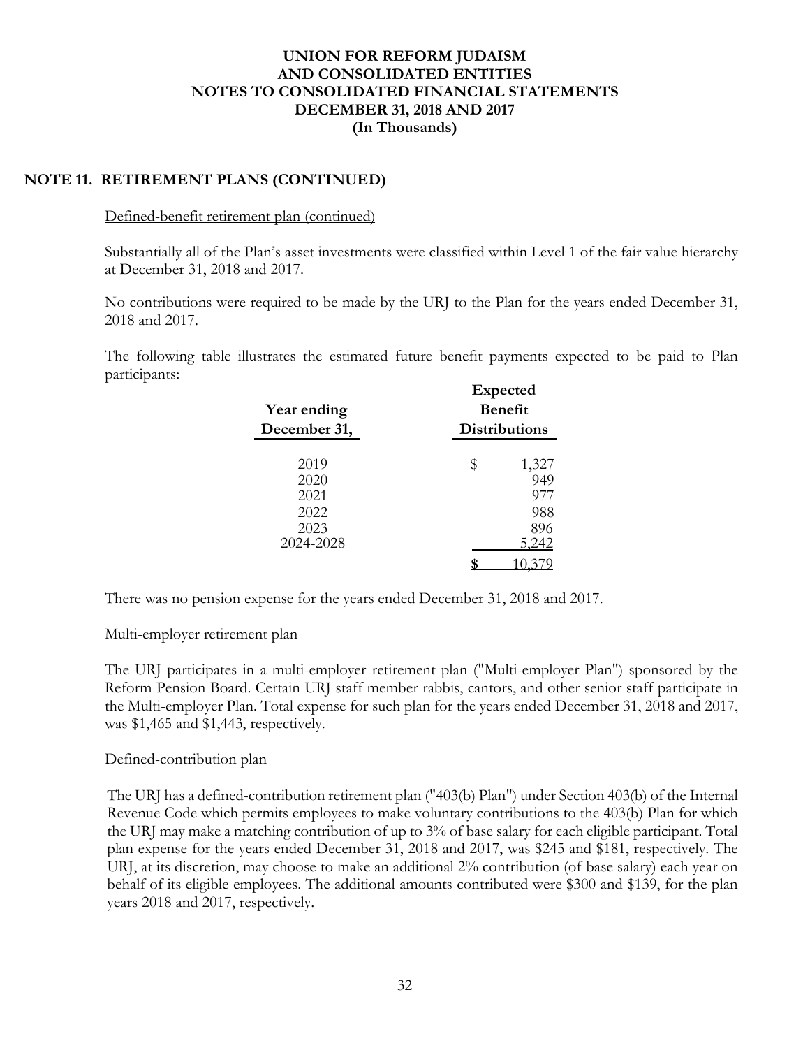# UNION FOR REFORM JUDAISM
# AND CONSOLIDATED ENTITIES
# NOTES TO CONSOLIDATED FINANCIAL STATEMENTS
# DECEMBER 31, 2018 AND 2017
# (In Thousands)

## NOTE 11. RETIREMENT PLANS (CONTINUED)

Defined-benefit retirement plan (continued)

Substantially all of the Plan's asset investments were classified within Level 1 of the fair value hierarchy at December 31, 2018 and 2017.

No contributions were required to be made by the URJ to the Plan for the years ended December 31, 2018 and 2017.

The following table illustrates the estimated future benefit payments expected to be paid to Plan participants:

| Year ending December 31, | Expected Benefit Distributions |
|---|---|
| 2019 | $ 1,327 |
| 2020 | 949 |
| 2021 | 977 |
| 2022 | 988 |
| 2023 | 896 |
| 2024-2028 | 5,242 |
| | **$** 10,379 |

There was no pension expense for the years ended December 31, 2018 and 2017.

Multi-employer retirement plan

The URJ participates in a multi-employer retirement plan ("Multi-employer Plan") sponsored by the Reform Pension Board. Certain URJ staff member rabbis, cantors, and other senior staff participate in the Multi-employer Plan. Total expense for such plan for the years ended December 31, 2018 and 2017, was $1,465 and $1,443, respectively.

Defined-contribution plan

The URJ has a defined-contribution retirement plan ("403(b) Plan") under Section 403(b) of the Internal Revenue Code which permits employees to make voluntary contributions to the 403(b) Plan for which the URJ may make a matching contribution of up to 3% of base salary for each eligible participant. Total plan expense for the years ended December 31, 2018 and 2017, was $245 and $181, respectively. The URJ, at its discretion, may choose to make an additional 2% contribution (of base salary) each year on behalf of its eligible employees. The additional amounts contributed were $300 and $139, for the plan years 2018 and 2017, respectively.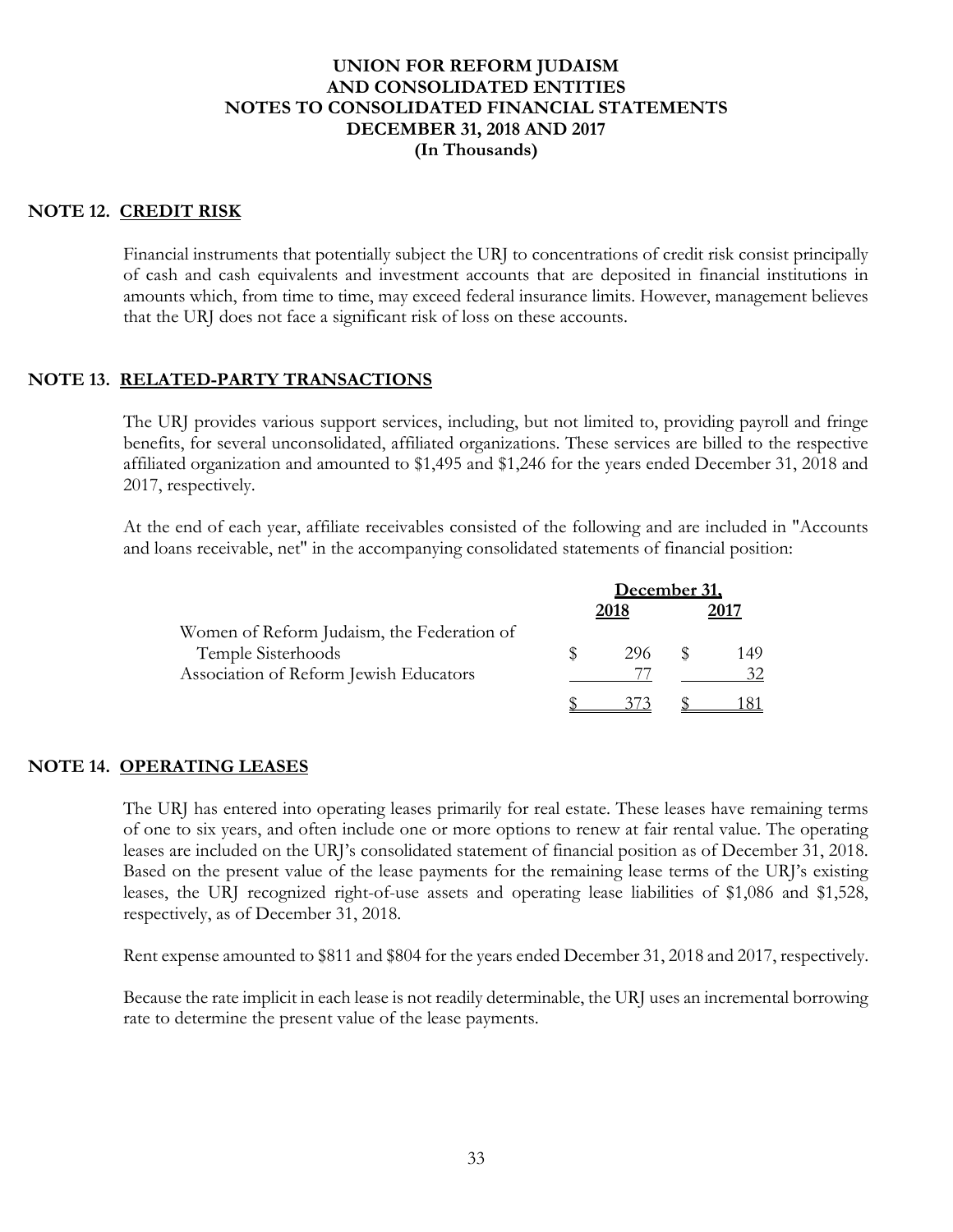# UNION FOR REFORM JUDAISM
# AND CONSOLIDATED ENTITIES
# NOTES TO CONSOLIDATED FINANCIAL STATEMENTS
# DECEMBER 31, 2018 AND 2017
# (In Thousands)

## NOTE 12. CREDIT RISK

Financial instruments that potentially subject the URJ to concentrations of credit risk consist principally of cash and cash equivalents and investment accounts that are deposited in financial institutions in amounts which, from time to time, may exceed federal insurance limits. However, management believes that the URJ does not face a significant risk of loss on these accounts.

## NOTE 13. RELATED-PARTY TRANSACTIONS

The URJ provides various support services, including, but not limited to, providing payroll and fringe benefits, for several unconsolidated, affiliated organizations. These services are billed to the respective affiliated organization and amounted to $1,495 and $1,246 for the years ended December 31, 2018 and 2017, respectively.

At the end of each year, affiliate receivables consisted of the following and are included in "Accounts and loans receivable, net" in the accompanying consolidated statements of financial position:

| | December 31, | |
|---|---|---|
| | 2018 | 2017 |
| Women of Reform Judaism, the Federation of Temple Sisterhoods | $ 296 | $ 149 |
| Association of Reform Jewish Educators | 77 | 32 |
| | $ 373 | $ 181 |

## NOTE 14. OPERATING LEASES

The URJ has entered into operating leases primarily for real estate. These leases have remaining terms of one to six years, and often include one or more options to renew at fair rental value. The operating leases are included on the URJ's consolidated statement of financial position as of December 31, 2018. Based on the present value of the lease payments for the remaining lease terms of the URJ's existing leases, the URJ recognized right-of-use assets and operating lease liabilities of $1,086 and $1,528, respectively, as of December 31, 2018.

Rent expense amounted to $811 and $804 for the years ended December 31, 2018 and 2017, respectively.

Because the rate implicit in each lease is not readily determinable, the URJ uses an incremental borrowing rate to determine the present value of the lease payments.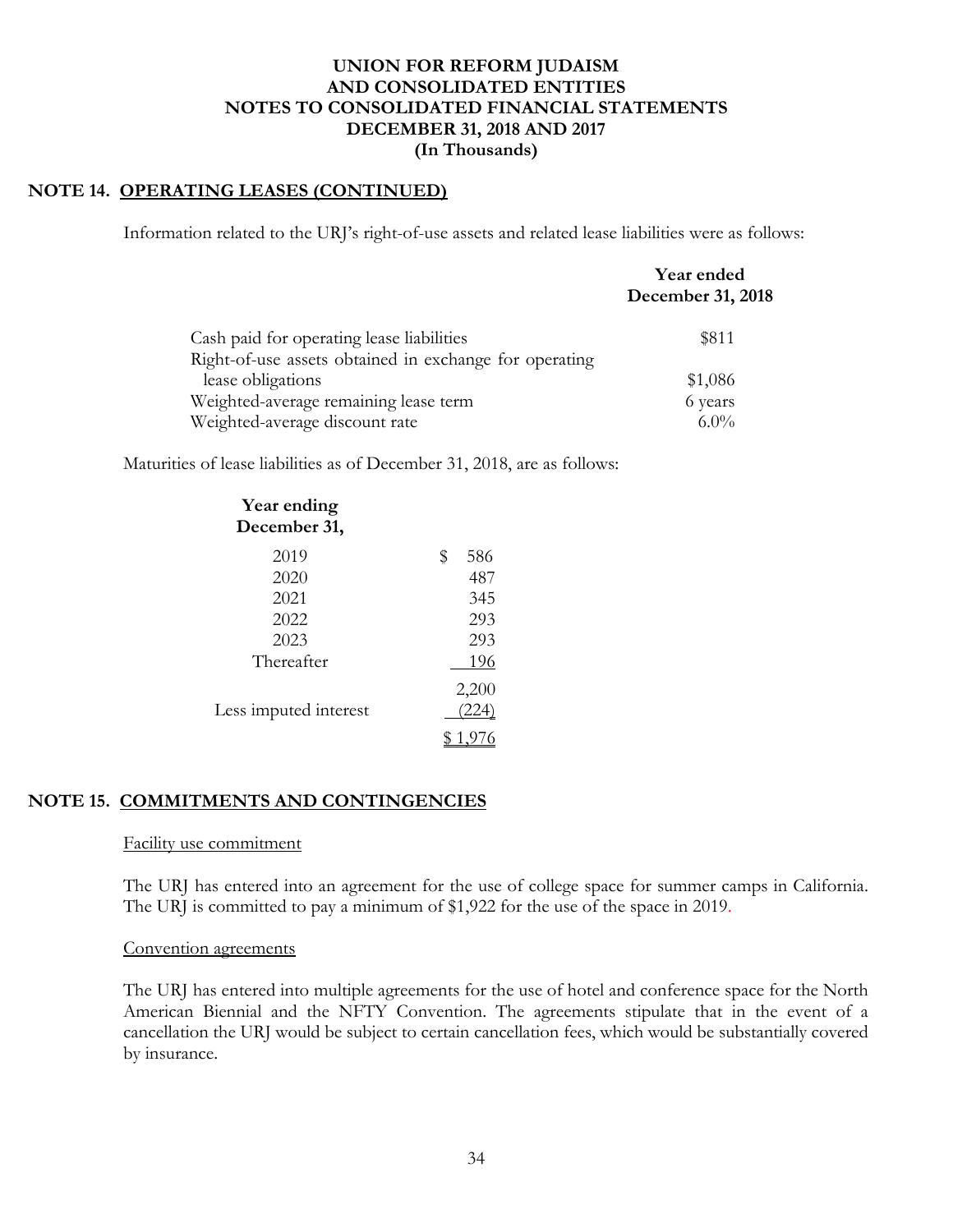# UNION FOR REFORM JUDAISM AND CONSOLIDATED ENTITIES
## NOTES TO CONSOLIDATED FINANCIAL STATEMENTS
## DECEMBER 31, 2018 AND 2017
## (In Thousands)

### NOTE 14. OPERATING LEASES (CONTINUED)

Information related to the URJ's right-of-use assets and related lease liabilities were as follows:

| | Year ended December 31, 2018 |
|---|---|
| Cash paid for operating lease liabilities | $811 |
| Right-of-use assets obtained in exchange for operating lease obligations | $1,086 |
| Weighted-average remaining lease term | 6 years |
| Weighted-average discount rate | 6.0% |

Maturities of lease liabilities as of December 31, 2018, are as follows:

| Year ending December 31, | |
|---|---|
| 2019 | $ 586 |
| 2020 | 487 |
| 2021 | 345 |
| 2022 | 293 |
| 2023 | 293 |
| Thereafter | 196 |
| | 2,200 |
| Less imputed interest | (224) |
| | $ 1,976 |

### NOTE 15. COMMITMENTS AND CONTINGENCIES

Facility use commitment

The URJ has entered into an agreement for the use of college space for summer camps in California. The URJ is committed to pay a minimum of $1,922 for the use of the space in 2019.

Convention agreements

The URJ has entered into multiple agreements for the use of hotel and conference space for the North American Biennial and the NFTY Convention. The agreements stipulate that in the event of a cancellation the URJ would be subject to certain cancellation fees, which would be substantially covered by insurance.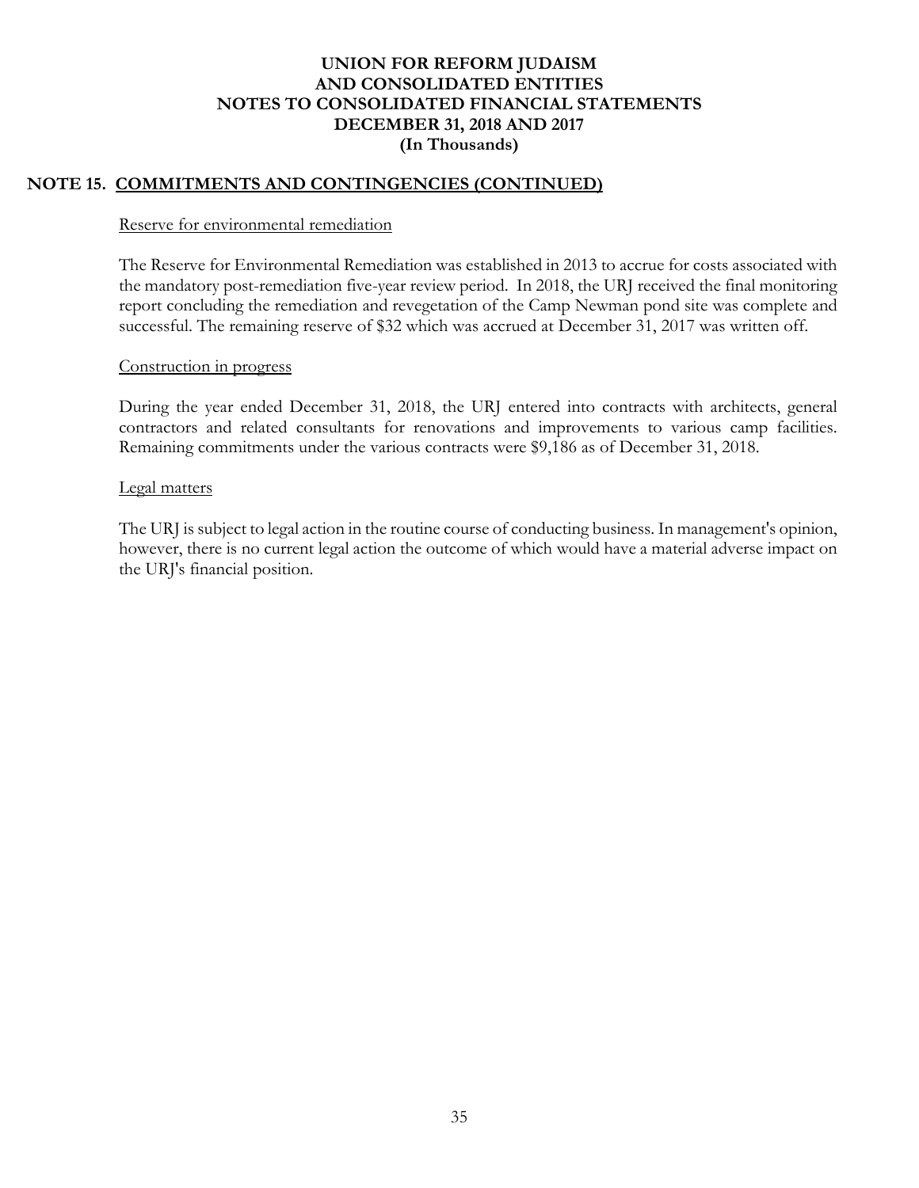# UNION FOR REFORM JUDAISM AND CONSOLIDATED ENTITIES NOTES TO CONSOLIDATED FINANCIAL STATEMENTS DECEMBER 31, 2018 AND 2017 (In Thousands)

## NOTE 15. COMMITMENTS AND CONTINGENCIES (CONTINUED)

### Reserve for environmental remediation

The Reserve for Environmental Remediation was established in 2013 to accrue for costs associated with the mandatory post-remediation five-year review period. In 2018, the URJ received the final monitoring report concluding the remediation and revegetation of the Camp Newman pond site was complete and successful. The remaining reserve of $32 which was accrued at December 31, 2017 was written off.

### Construction in progress

During the year ended December 31, 2018, the URJ entered into contracts with architects, general contractors and related consultants for renovations and improvements to various camp facilities. Remaining commitments under the various contracts were $9,186 as of December 31, 2018.

### Legal matters

The URJ is subject to legal action in the routine course of conducting business. In management's opinion, however, there is no current legal action the outcome of which would have a material adverse impact on the URJ's financial position.